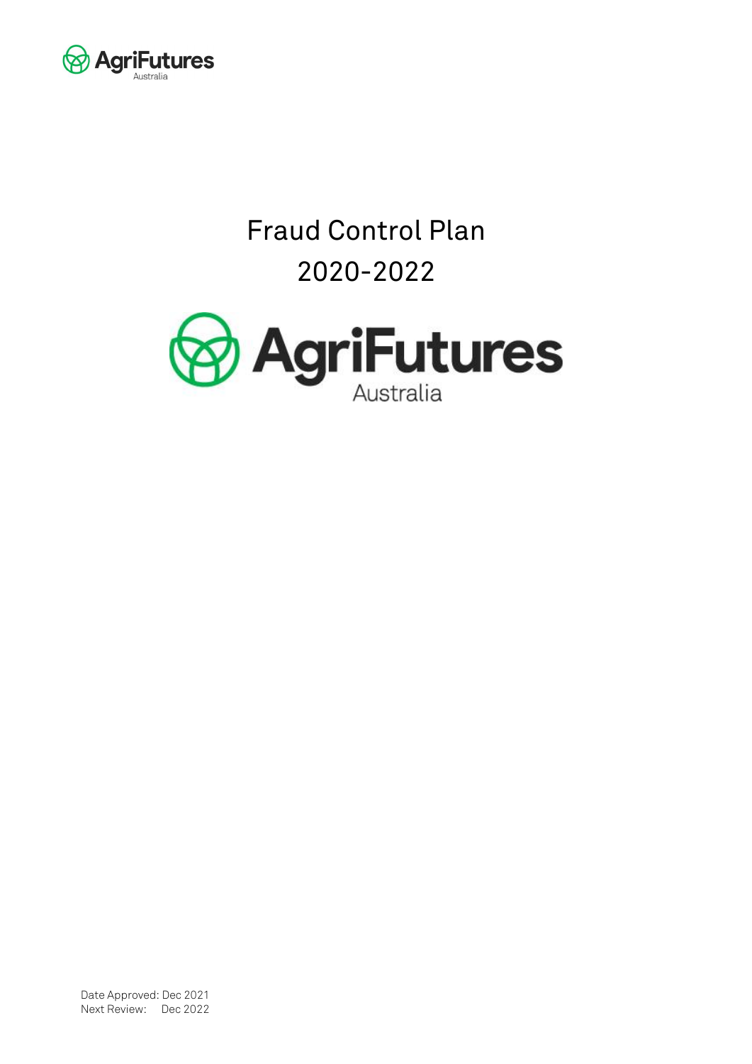# Fraud Control Plan 2020-2022

Date Approved: Dec 2021
Next Review: Dec 2022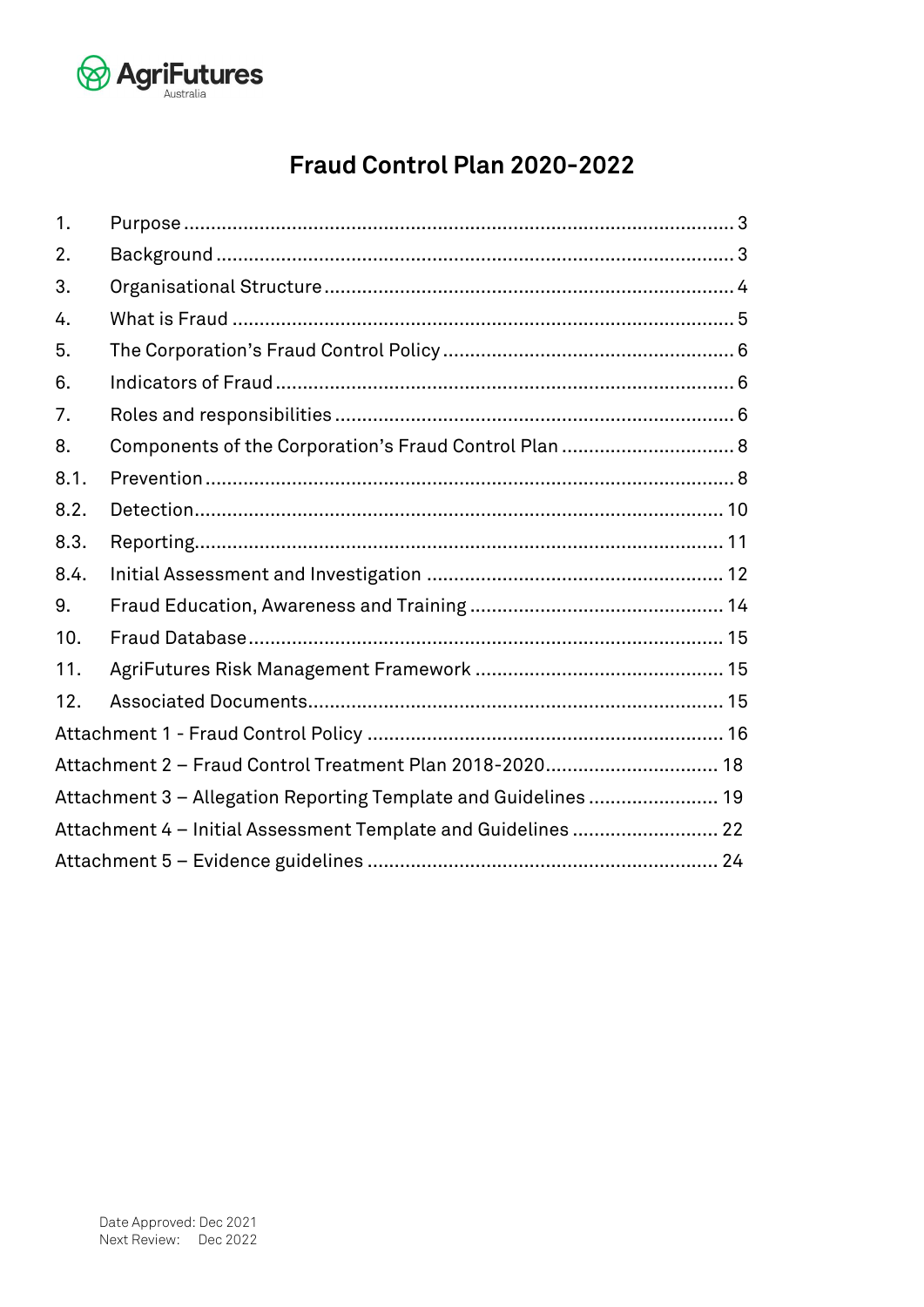AgriFutures Australia

# Fraud Control Plan 2020-2022

| | | |
|---|---|---|
| 1. | Purpose | 3 |
| 2. | Background | 3 |
| 3. | Organisational Structure | 4 |
| 4. | What is Fraud | 5 |
| 5. | The Corporation's Fraud Control Policy | 6 |
| 6. | Indicators of Fraud | 6 |
| 7. | Roles and responsibilities | 6 |
| 8. | Components of the Corporation's Fraud Control Plan | 8 |
| 8.1. | Prevention | 8 |
| 8.2. | Detection | 10 |
| 8.3. | Reporting | 11 |
| 8.4. | Initial Assessment and Investigation | 12 |
| 9. | Fraud Education, Awareness and Training | 14 |
| 10. | Fraud Database | 15 |
| 11. | AgriFutures Risk Management Framework | 15 |
| 12. | Associated Documents | 15 |
| Attachment 1 - Fraud Control Policy | | 16 |
| Attachment 2 – Fraud Control Treatment Plan 2018-2020 | | 18 |
| Attachment 3 – Allegation Reporting Template and Guidelines | | 19 |
| Attachment 4 – Initial Assessment Template and Guidelines | | 22 |
| Attachment 5 – Evidence guidelines | | 24 |

Date Approved: Dec 2021
Next Review: Dec 2022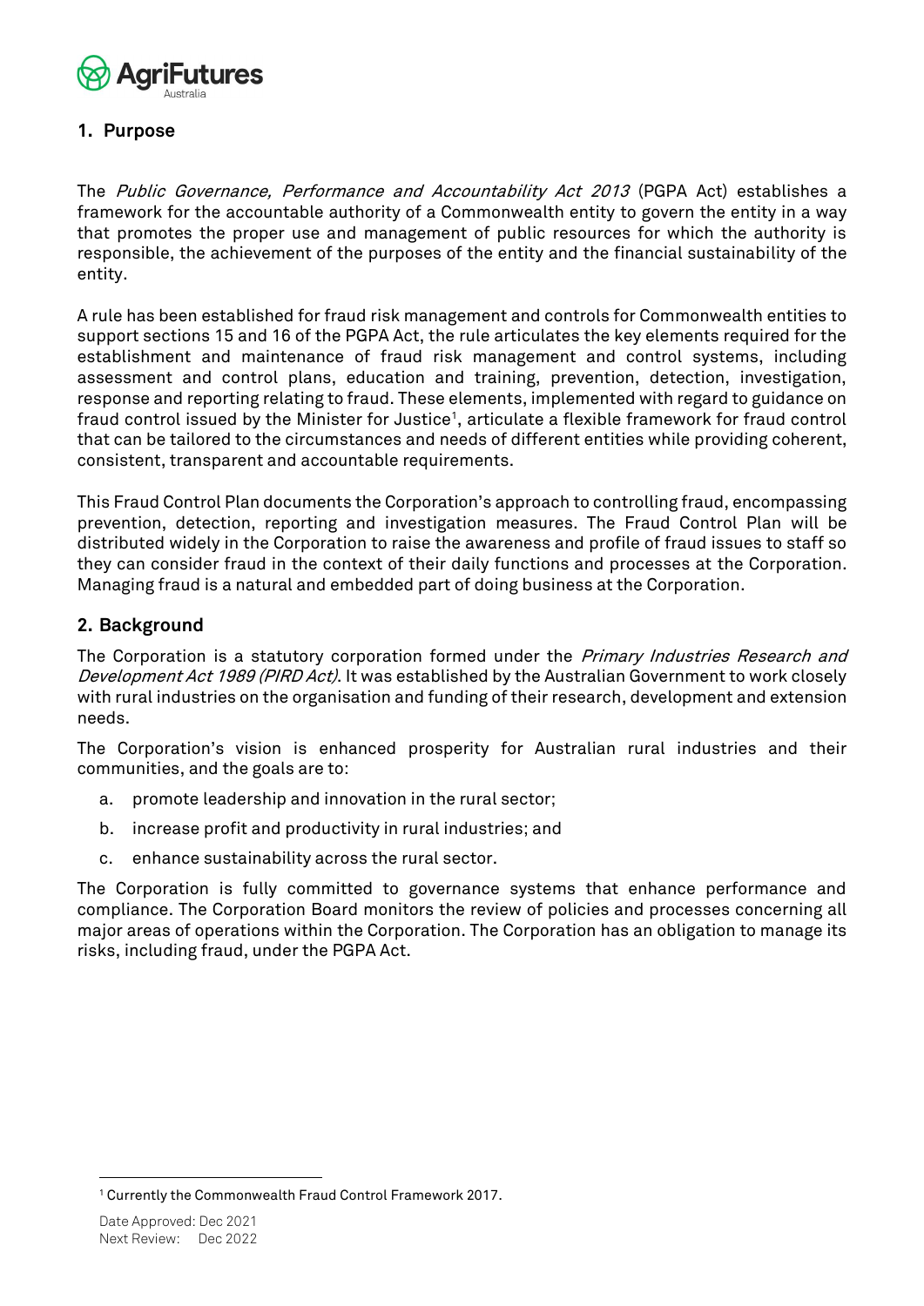## 1. Purpose

The *Public Governance, Performance and Accountability Act 2013* (PGPA Act) establishes a framework for the accountable authority of a Commonwealth entity to govern the entity in a way that promotes the proper use and management of public resources for which the authority is responsible, the achievement of the purposes of the entity and the financial sustainability of the entity.

A rule has been established for fraud risk management and controls for Commonwealth entities to support sections 15 and 16 of the PGPA Act, the rule articulates the key elements required for the establishment and maintenance of fraud risk management and control systems, including assessment and control plans, education and training, prevention, detection, investigation, response and reporting relating to fraud. These elements, implemented with regard to guidance on fraud control issued by the Minister for Justice[1], articulate a flexible framework for fraud control that can be tailored to the circumstances and needs of different entities while providing coherent, consistent, transparent and accountable requirements.

This Fraud Control Plan documents the Corporation's approach to controlling fraud, encompassing prevention, detection, reporting and investigation measures. The Fraud Control Plan will be distributed widely in the Corporation to raise the awareness and profile of fraud issues to staff so they can consider fraud in the context of their daily functions and processes at the Corporation. Managing fraud is a natural and embedded part of doing business at the Corporation.

## 2. Background

The Corporation is a statutory corporation formed under the *Primary Industries Research and Development Act 1989 (PIRD Act)*. It was established by the Australian Government to work closely with rural industries on the organisation and funding of their research, development and extension needs.

The Corporation's vision is enhanced prosperity for Australian rural industries and their communities, and the goals are to:

a. promote leadership and innovation in the rural sector;

b. increase profit and productivity in rural industries; and

c. enhance sustainability across the rural sector.

The Corporation is fully committed to governance systems that enhance performance and compliance. The Corporation Board monitors the review of policies and processes concerning all major areas of operations within the Corporation. The Corporation has an obligation to manage its risks, including fraud, under the PGPA Act.

[1] Currently the Commonwealth Fraud Control Framework 2017.

Date Approved: Dec 2021
Next Review: Dec 2022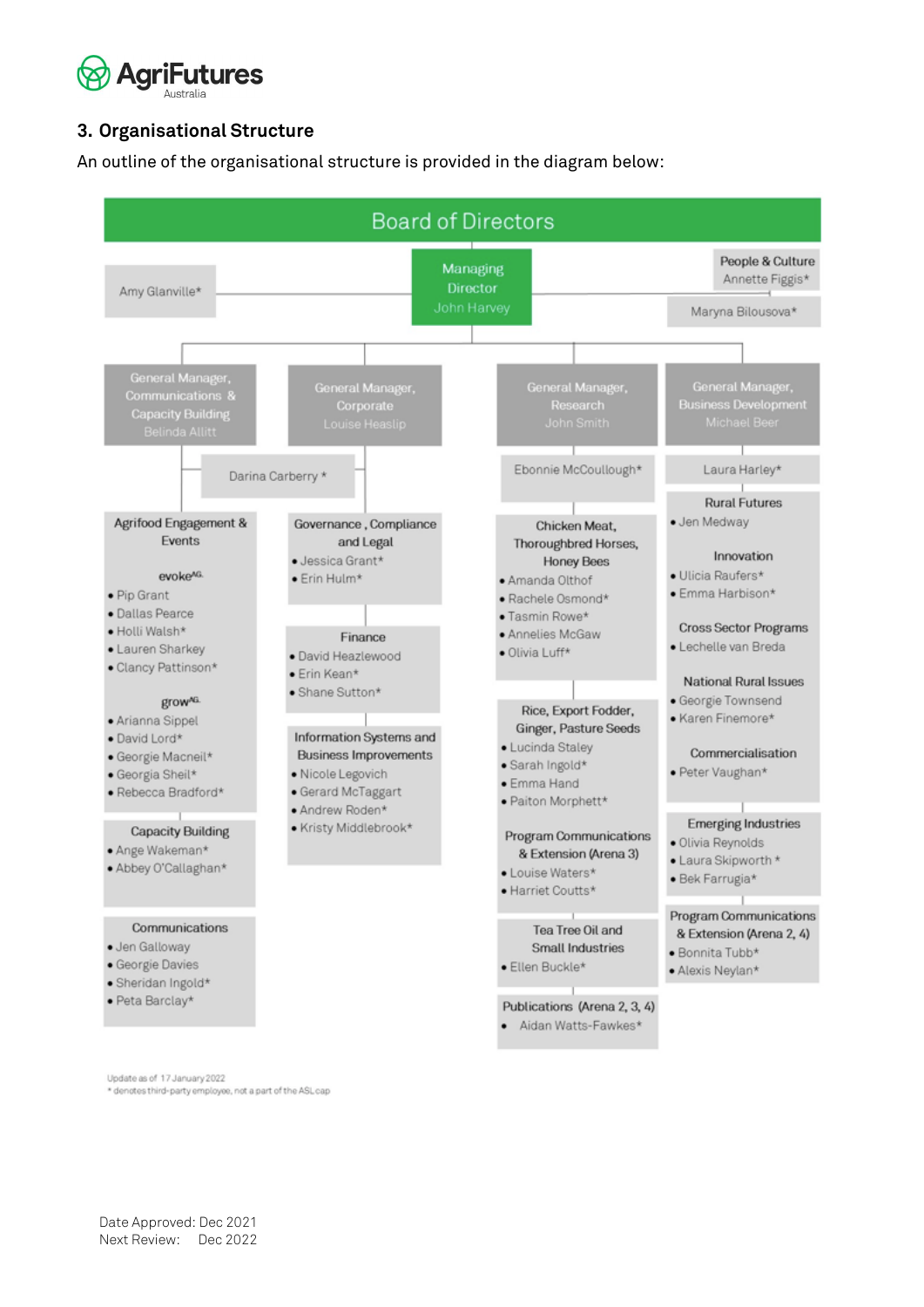## 3. Organisational Structure

An outline of the organisational structure is provided in the diagram below:

**Board of Directors**

**Managing Director** – John Harvey

- Amy Glanville*
- People & Culture – Annette Figgis*
- Maryna Bilousova*

**General Manager, Communications & Capacity Building** – Belinda Allitt

- Darina Carberry *

Agrifood Engagement & Events

evoke[AG]
- Pip Grant
- Dallas Pearce
- Holli Walsh*
- Lauren Sharkey
- Clancy Pattinson*

grow[AG]
- Arianna Sippel
- David Lord*
- Georgie Macneil*
- Georgia Sheil*
- Rebecca Bradford*

Capacity Building
- Ange Wakeman*
- Abbey O'Callaghan*

Communications
- Jen Galloway
- Georgie Davies
- Sheridan Ingold*
- Peta Barclay*

**General Manager, Corporate** – Louise Heaslip

Governance, Compliance and Legal
- Jessica Grant*
- Erin Hulm*

Finance
- David Heazlewood
- Erin Kean*
- Shane Sutton*

Information Systems and Business Improvements
- Nicole Legovich
- Gerard McTaggart
- Andrew Roden*
- Kristy Middlebrook*

**General Manager, Research** – John Smith

- Ebonnie McCullough*

Chicken Meat, Thoroughbred Horses, Honey Bees
- Amanda Olthof
- Rachele Osmond*
- Tasmin Rowe*
- Annelies McGaw
- Olivia Luff*

Rice, Export Fodder, Ginger, Pasture Seeds
- Lucinda Staley
- Sarah Ingold*
- Emma Hand
- Paiton Morphett*

Program Communications & Extension (Arena 3)
- Louise Waters*
- Harriet Coutts*

Tea Tree Oil and Small Industries
- Ellen Buckle*

Publications (Arena 2, 3, 4)
- Aidan Watts-Fawkes*

**General Manager, Business Development** – Michael Beer

- Laura Harley*

Rural Futures
- Jen Medway

Innovation
- Ulicia Raufers*
- Emma Harbison*

Cross Sector Programs
- Lechelle van Breda

National Rural Issues
- Georgie Townsend
- Karen Finemore*

Commercialisation
- Peter Vaughan*

Emerging Industries
- Olivia Reynolds
- Laura Skipworth *
- Bek Farrugia*

Program Communications & Extension (Arena 2, 4)
- Bonnita Tubb*
- Alexis Neylan*

Update as of 17 January 2022
* denotes third-party employee, not a part of the ASL cap

Date Approved: Dec 2021
Next Review: Dec 2022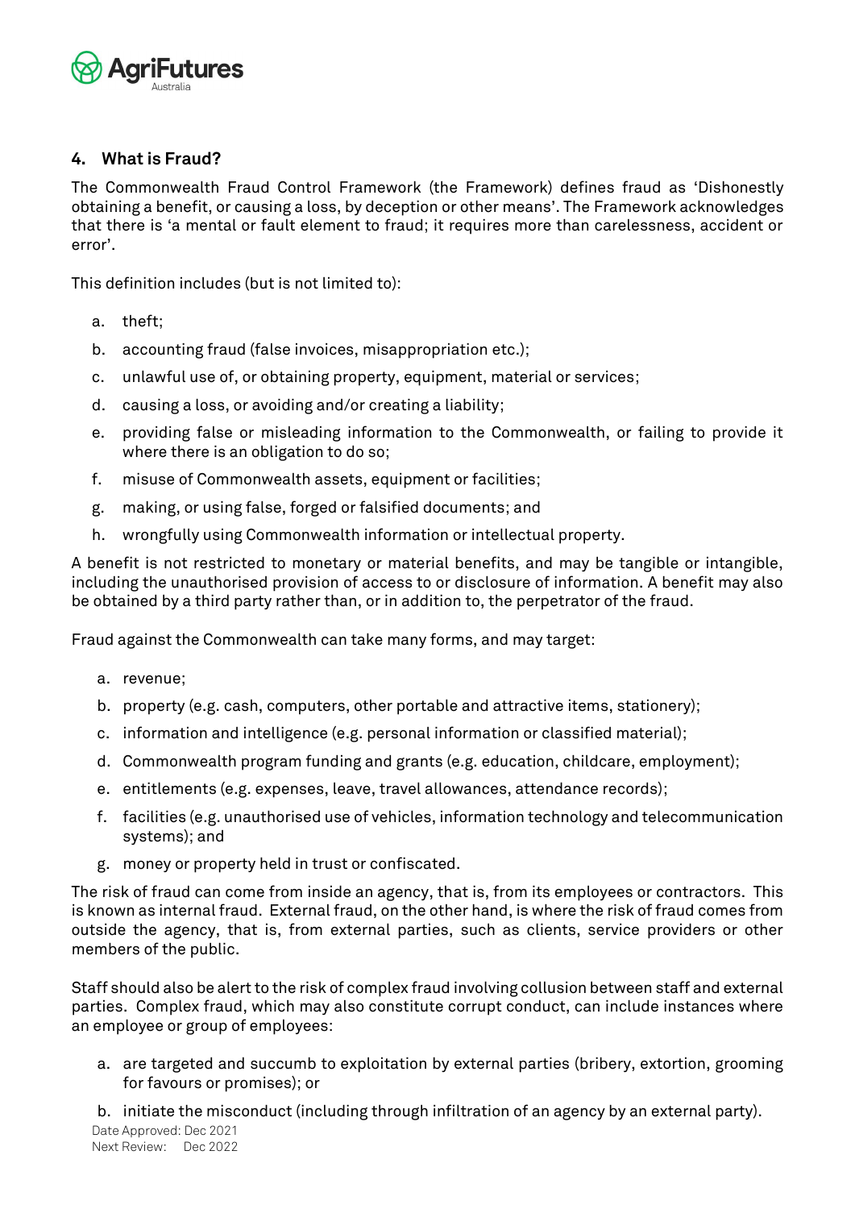## 4. What is Fraud?

The Commonwealth Fraud Control Framework (the Framework) defines fraud as 'Dishonestly obtaining a benefit, or causing a loss, by deception or other means'. The Framework acknowledges that there is 'a mental or fault element to fraud; it requires more than carelessness, accident or error'.

This definition includes (but is not limited to):

a. theft;

b. accounting fraud (false invoices, misappropriation etc.);

c. unlawful use of, or obtaining property, equipment, material or services;

d. causing a loss, or avoiding and/or creating a liability;

e. providing false or misleading information to the Commonwealth, or failing to provide it where there is an obligation to do so;

f. misuse of Commonwealth assets, equipment or facilities;

g. making, or using false, forged or falsified documents; and

h. wrongfully using Commonwealth information or intellectual property.

A benefit is not restricted to monetary or material benefits, and may be tangible or intangible, including the unauthorised provision of access to or disclosure of information. A benefit may also be obtained by a third party rather than, or in addition to, the perpetrator of the fraud.

Fraud against the Commonwealth can take many forms, and may target:

a. revenue;

b. property (e.g. cash, computers, other portable and attractive items, stationery);

c. information and intelligence (e.g. personal information or classified material);

d. Commonwealth program funding and grants (e.g. education, childcare, employment);

e. entitlements (e.g. expenses, leave, travel allowances, attendance records);

f. facilities (e.g. unauthorised use of vehicles, information technology and telecommunication systems); and

g. money or property held in trust or confiscated.

The risk of fraud can come from inside an agency, that is, from its employees or contractors. This is known as internal fraud. External fraud, on the other hand, is where the risk of fraud comes from outside the agency, that is, from external parties, such as clients, service providers or other members of the public.

Staff should also be alert to the risk of complex fraud involving collusion between staff and external parties. Complex fraud, which may also constitute corrupt conduct, can include instances where an employee or group of employees:

a. are targeted and succumb to exploitation by external parties (bribery, extortion, grooming for favours or promises); or

b. initiate the misconduct (including through infiltration of an agency by an external party).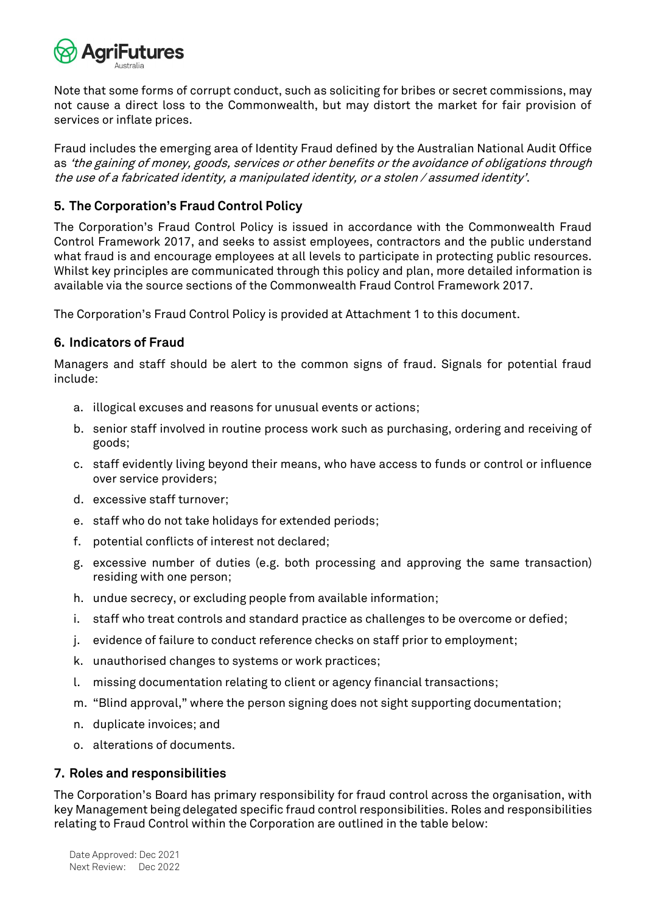Note that some forms of corrupt conduct, such as soliciting for bribes or secret commissions, may not cause a direct loss to the Commonwealth, but may distort the market for fair provision of services or inflate prices.

Fraud includes the emerging area of Identity Fraud defined by the Australian National Audit Office as *'the gaining of money, goods, services or other benefits or the avoidance of obligations through the use of a fabricated identity, a manipulated identity, or a stolen / assumed identity'*.

## 5. The Corporation's Fraud Control Policy

The Corporation's Fraud Control Policy is issued in accordance with the Commonwealth Fraud Control Framework 2017, and seeks to assist employees, contractors and the public understand what fraud is and encourage employees at all levels to participate in protecting public resources. Whilst key principles are communicated through this policy and plan, more detailed information is available via the source sections of the Commonwealth Fraud Control Framework 2017.

The Corporation's Fraud Control Policy is provided at Attachment 1 to this document.

## 6. Indicators of Fraud

Managers and staff should be alert to the common signs of fraud. Signals for potential fraud include:

a. illogical excuses and reasons for unusual events or actions;
b. senior staff involved in routine process work such as purchasing, ordering and receiving of goods;
c. staff evidently living beyond their means, who have access to funds or control or influence over service providers;
d. excessive staff turnover;
e. staff who do not take holidays for extended periods;
f. potential conflicts of interest not declared;
g. excessive number of duties (e.g. both processing and approving the same transaction) residing with one person;
h. undue secrecy, or excluding people from available information;
i. staff who treat controls and standard practice as challenges to be overcome or defied;
j. evidence of failure to conduct reference checks on staff prior to employment;
k. unauthorised changes to systems or work practices;
l. missing documentation relating to client or agency financial transactions;
m. "Blind approval," where the person signing does not sight supporting documentation;
n. duplicate invoices; and
o. alterations of documents.

## 7. Roles and responsibilities

The Corporation's Board has primary responsibility for fraud control across the organisation, with key Management being delegated specific fraud control responsibilities. Roles and responsibilities relating to Fraud Control within the Corporation are outlined in the table below: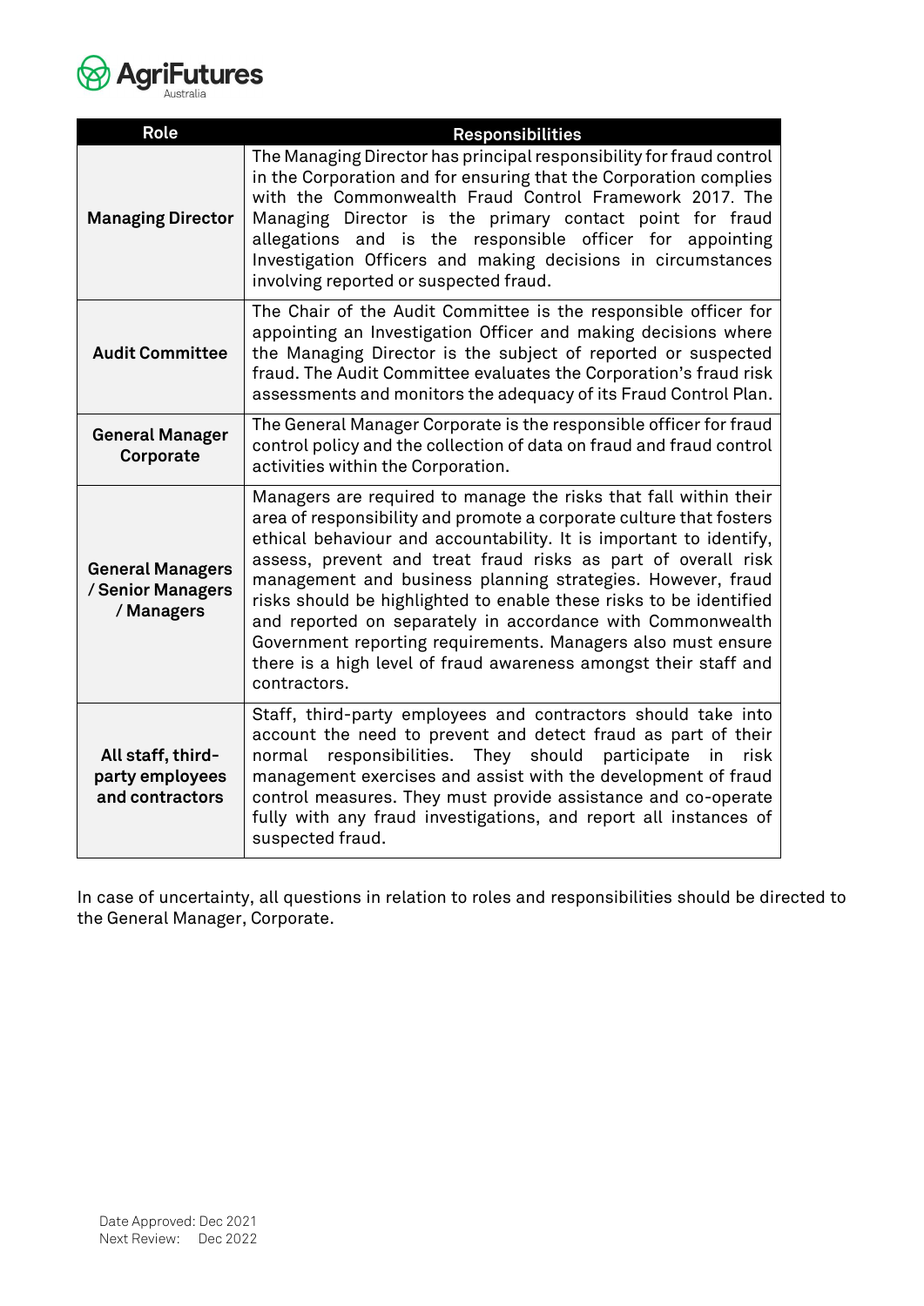| Role | Responsibilities |
| --- | --- |
| **Managing Director** | The Managing Director has principal responsibility for fraud control in the Corporation and for ensuring that the Corporation complies with the Commonwealth Fraud Control Framework 2017. The Managing Director is the primary contact point for fraud allegations and is the responsible officer for appointing Investigation Officers and making decisions in circumstances involving reported or suspected fraud. |
| **Audit Committee** | The Chair of the Audit Committee is the responsible officer for appointing an Investigation Officer and making decisions where the Managing Director is the subject of reported or suspected fraud. The Audit Committee evaluates the Corporation's fraud risk assessments and monitors the adequacy of its Fraud Control Plan. |
| **General Manager Corporate** | The General Manager Corporate is the responsible officer for fraud control policy and the collection of data on fraud and fraud control activities within the Corporation. |
| **General Managers / Senior Managers / Managers** | Managers are required to manage the risks that fall within their area of responsibility and promote a corporate culture that fosters ethical behaviour and accountability. It is important to identify, assess, prevent and treat fraud risks as part of overall risk management and business planning strategies. However, fraud risks should be highlighted to enable these risks to be identified and reported on separately in accordance with Commonwealth Government reporting requirements. Managers also must ensure there is a high level of fraud awareness amongst their staff and contractors. |
| **All staff, third-party employees and contractors** | Staff, third-party employees and contractors should take into account the need to prevent and detect fraud as part of their normal responsibilities. They should participate in risk management exercises and assist with the development of fraud control measures. They must provide assistance and co-operate fully with any fraud investigations, and report all instances of suspected fraud. |

In case of uncertainty, all questions in relation to roles and responsibilities should be directed to the General Manager, Corporate.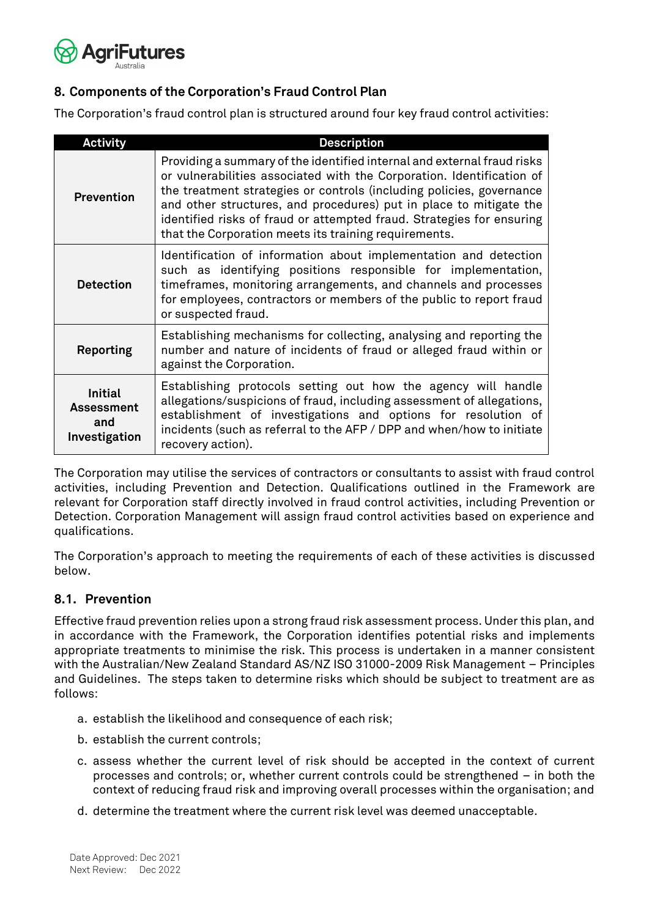## 8. Components of the Corporation's Fraud Control Plan

The Corporation's fraud control plan is structured around four key fraud control activities:

| Activity | Description |
|---|---|
| **Prevention** | Providing a summary of the identified internal and external fraud risks or vulnerabilities associated with the Corporation. Identification of the treatment strategies or controls (including policies, governance and other structures, and procedures) put in place to mitigate the identified risks of fraud or attempted fraud. Strategies for ensuring that the Corporation meets its training requirements. |
| **Detection** | Identification of information about implementation and detection such as identifying positions responsible for implementation, timeframes, monitoring arrangements, and channels and processes for employees, contractors or members of the public to report fraud or suspected fraud. |
| **Reporting** | Establishing mechanisms for collecting, analysing and reporting the number and nature of incidents of fraud or alleged fraud within or against the Corporation. |
| **Initial Assessment and Investigation** | Establishing protocols setting out how the agency will handle allegations/suspicions of fraud, including assessment of allegations, establishment of investigations and options for resolution of incidents (such as referral to the AFP / DPP and when/how to initiate recovery action). |

The Corporation may utilise the services of contractors or consultants to assist with fraud control activities, including Prevention and Detection. Qualifications outlined in the Framework are relevant for Corporation staff directly involved in fraud control activities, including Prevention or Detection. Corporation Management will assign fraud control activities based on experience and qualifications.

The Corporation's approach to meeting the requirements of each of these activities is discussed below.

### 8.1. Prevention

Effective fraud prevention relies upon a strong fraud risk assessment process. Under this plan, and in accordance with the Framework, the Corporation identifies potential risks and implements appropriate treatments to minimise the risk. This process is undertaken in a manner consistent with the Australian/New Zealand Standard AS/NZ ISO 31000-2009 Risk Management – Principles and Guidelines. The steps taken to determine risks which should be subject to treatment are as follows:

a. establish the likelihood and consequence of each risk;

b. establish the current controls;

c. assess whether the current level of risk should be accepted in the context of current processes and controls; or, whether current controls could be strengthened – in both the context of reducing fraud risk and improving overall processes within the organisation; and

d. determine the treatment where the current risk level was deemed unacceptable.

Date Approved: Dec 2021
Next Review: Dec 2022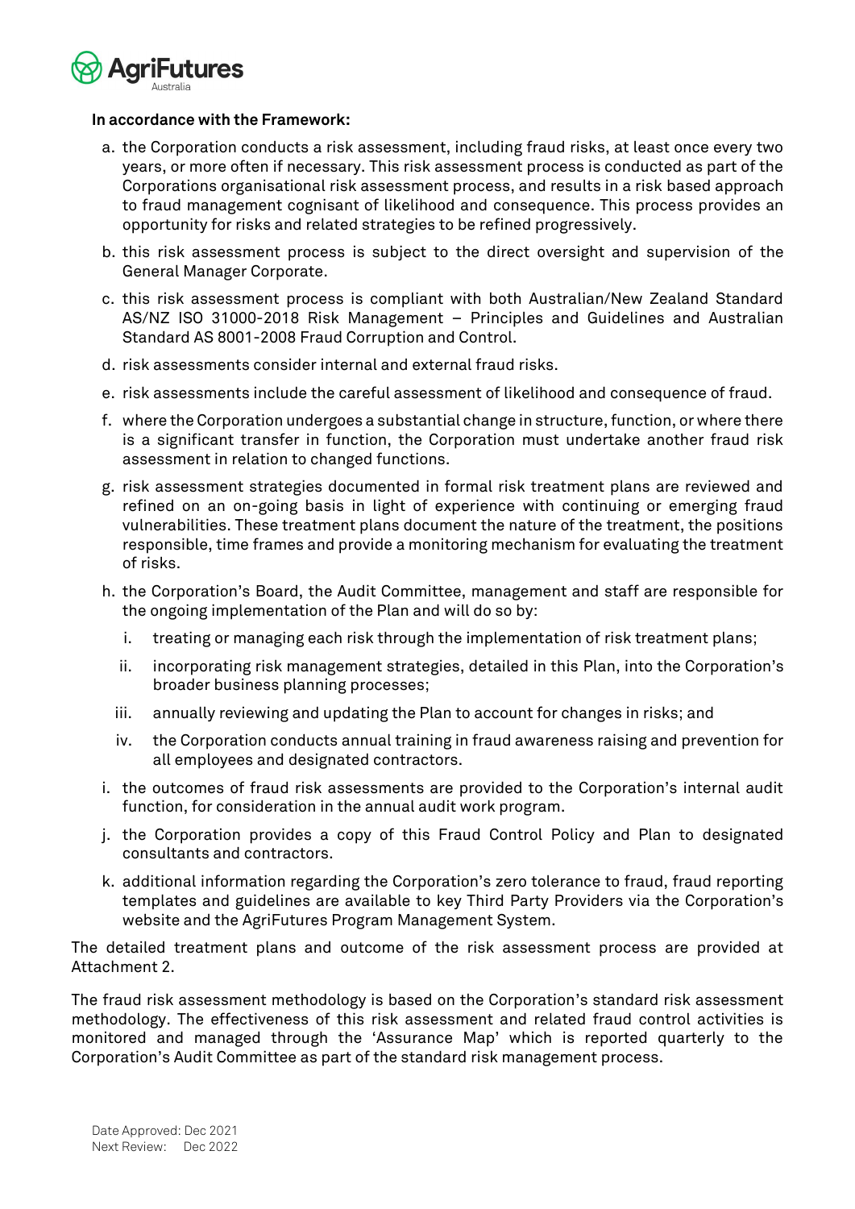**In accordance with the Framework:**

a. the Corporation conducts a risk assessment, including fraud risks, at least once every two years, or more often if necessary. This risk assessment process is conducted as part of the Corporations organisational risk assessment process, and results in a risk based approach to fraud management cognisant of likelihood and consequence. This process provides an opportunity for risks and related strategies to be refined progressively.

b. this risk assessment process is subject to the direct oversight and supervision of the General Manager Corporate.

c. this risk assessment process is compliant with both Australian/New Zealand Standard AS/NZ ISO 31000-2018 Risk Management – Principles and Guidelines and Australian Standard AS 8001-2008 Fraud Corruption and Control.

d. risk assessments consider internal and external fraud risks.

e. risk assessments include the careful assessment of likelihood and consequence of fraud.

f. where the Corporation undergoes a substantial change in structure, function, or where there is a significant transfer in function, the Corporation must undertake another fraud risk assessment in relation to changed functions.

g. risk assessment strategies documented in formal risk treatment plans are reviewed and refined on an on-going basis in light of experience with continuing or emerging fraud vulnerabilities. These treatment plans document the nature of the treatment, the positions responsible, time frames and provide a monitoring mechanism for evaluating the treatment of risks.

h. the Corporation's Board, the Audit Committee, management and staff are responsible for the ongoing implementation of the Plan and will do so by:

   i. treating or managing each risk through the implementation of risk treatment plans;

   ii. incorporating risk management strategies, detailed in this Plan, into the Corporation's broader business planning processes;

   iii. annually reviewing and updating the Plan to account for changes in risks; and

   iv. the Corporation conducts annual training in fraud awareness raising and prevention for all employees and designated contractors.

i. the outcomes of fraud risk assessments are provided to the Corporation's internal audit function, for consideration in the annual audit work program.

j. the Corporation provides a copy of this Fraud Control Policy and Plan to designated consultants and contractors.

k. additional information regarding the Corporation's zero tolerance to fraud, fraud reporting templates and guidelines are available to key Third Party Providers via the Corporation's website and the AgriFutures Program Management System.

The detailed treatment plans and outcome of the risk assessment process are provided at Attachment 2.

The fraud risk assessment methodology is based on the Corporation's standard risk assessment methodology. The effectiveness of this risk assessment and related fraud control activities is monitored and managed through the 'Assurance Map' which is reported quarterly to the Corporation's Audit Committee as part of the standard risk management process.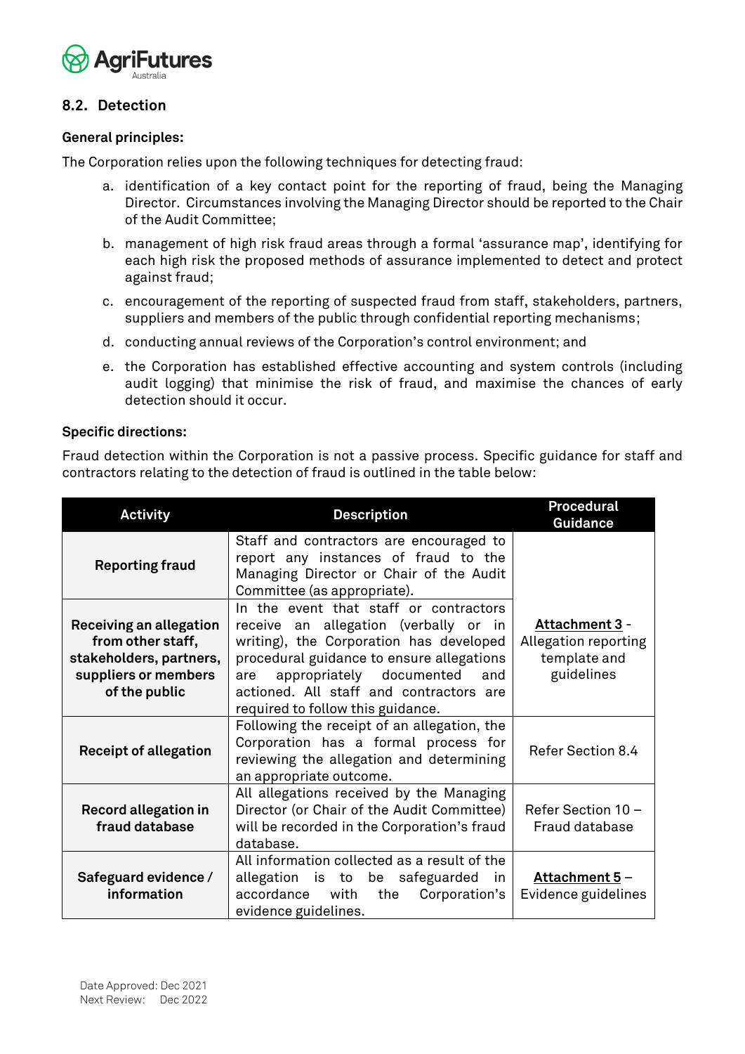## 8.2. Detection

**General principles:**

The Corporation relies upon the following techniques for detecting fraud:

a. identification of a key contact point for the reporting of fraud, being the Managing Director. Circumstances involving the Managing Director should be reported to the Chair of the Audit Committee;

b. management of high risk fraud areas through a formal 'assurance map', identifying for each high risk the proposed methods of assurance implemented to detect and protect against fraud;

c. encouragement of the reporting of suspected fraud from staff, stakeholders, partners, suppliers and members of the public through confidential reporting mechanisms;

d. conducting annual reviews of the Corporation's control environment; and

e. the Corporation has established effective accounting and system controls (including audit logging) that minimise the risk of fraud, and maximise the chances of early detection should it occur.

**Specific directions:**

Fraud detection within the Corporation is not a passive process. Specific guidance for staff and contractors relating to the detection of fraud is outlined in the table below:

| Activity | Description | Procedural Guidance |
|---|---|---|
| **Reporting fraud** | Staff and contractors are encouraged to report any instances of fraud to the Managing Director or Chair of the Audit Committee (as appropriate). | **Attachment 3** - Allegation reporting template and guidelines |
| **Receiving an allegation from other staff, stakeholders, partners, suppliers or members of the public** | In the event that staff or contractors receive an allegation (verbally or in writing), the Corporation has developed procedural guidance to ensure allegations are appropriately documented and actioned. All staff and contractors are required to follow this guidance. | |
| **Receipt of allegation** | Following the receipt of an allegation, the Corporation has a formal process for reviewing the allegation and determining an appropriate outcome. | Refer Section 8.4 |
| **Record allegation in fraud database** | All allegations received by the Managing Director (or Chair of the Audit Committee) will be recorded in the Corporation's fraud database. | Refer Section 10 – Fraud database |
| **Safeguard evidence / information** | All information collected as a result of the allegation is to be safeguarded in accordance with the Corporation's evidence guidelines. | **Attachment 5** – Evidence guidelines |

Date Approved: Dec 2021
Next Review: Dec 2022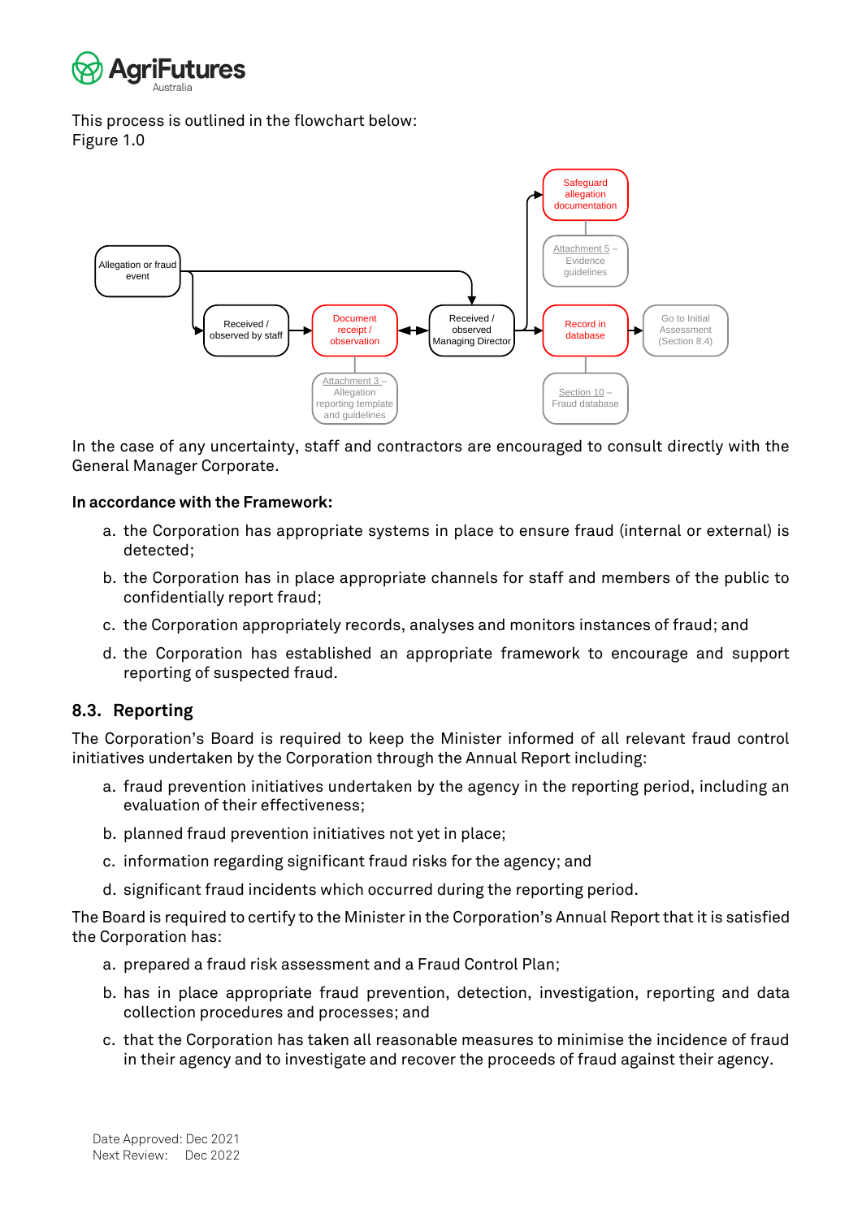This process is outlined in the flowchart below:
Figure 1.0

In the case of any uncertainty, staff and contractors are encouraged to consult directly with the General Manager Corporate.

**In accordance with the Framework:**

a. the Corporation has appropriate systems in place to ensure fraud (internal or external) is detected;

b. the Corporation has in place appropriate channels for staff and members of the public to confidentially report fraud;

c. the Corporation appropriately records, analyses and monitors instances of fraud; and

d. the Corporation has established an appropriate framework to encourage and support reporting of suspected fraud.

## 8.3. Reporting

The Corporation's Board is required to keep the Minister informed of all relevant fraud control initiatives undertaken by the Corporation through the Annual Report including:

a. fraud prevention initiatives undertaken by the agency in the reporting period, including an evaluation of their effectiveness;

b. planned fraud prevention initiatives not yet in place;

c. information regarding significant fraud risks for the agency; and

d. significant fraud incidents which occurred during the reporting period.

The Board is required to certify to the Minister in the Corporation's Annual Report that it is satisfied the Corporation has:

a. prepared a fraud risk assessment and a Fraud Control Plan;

b. has in place appropriate fraud prevention, detection, investigation, reporting and data collection procedures and processes; and

c. that the Corporation has taken all reasonable measures to minimise the incidence of fraud in their agency and to investigate and recover the proceeds of fraud against their agency.

Date Approved: Dec 2021
Next Review: Dec 2022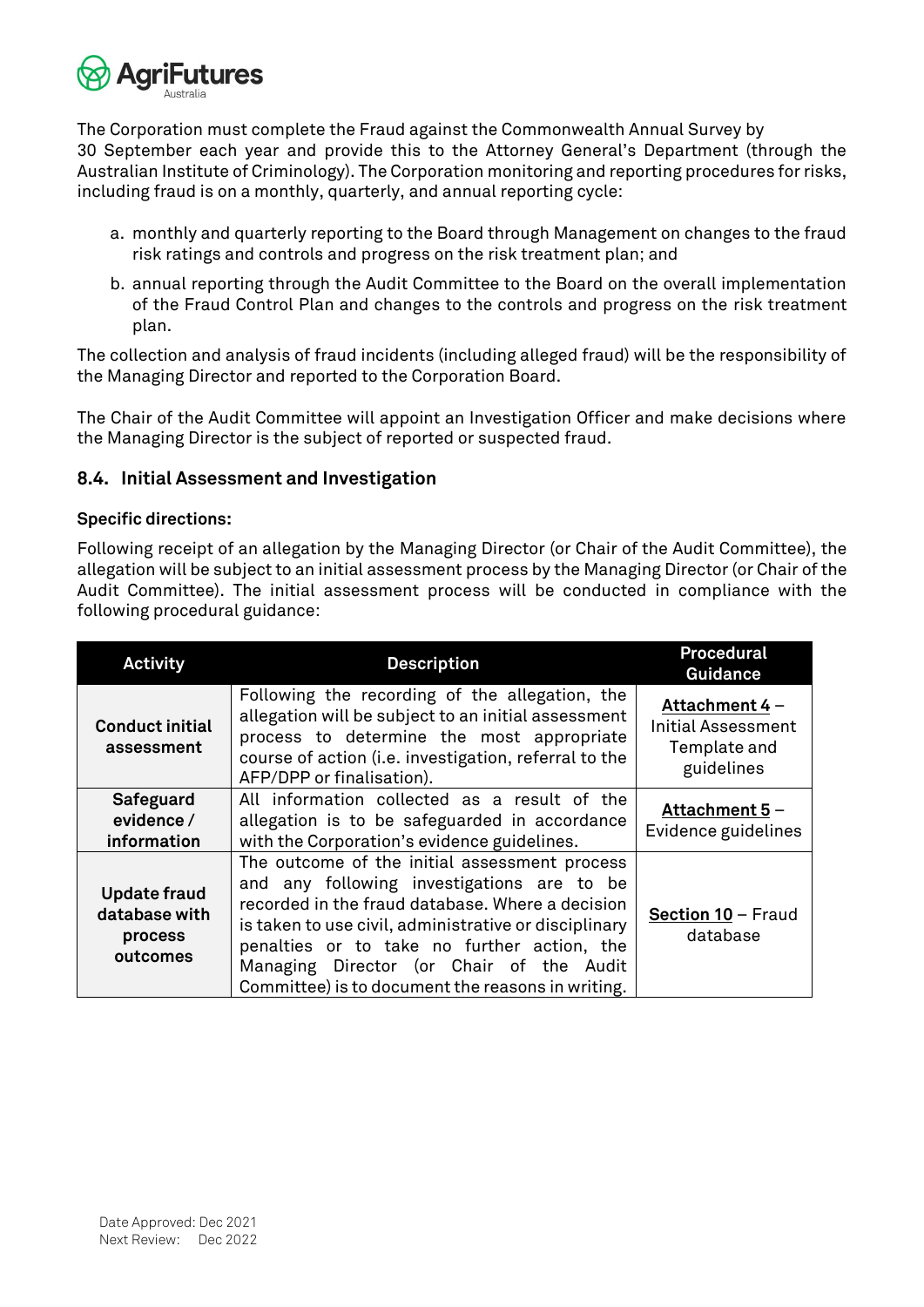The Corporation must complete the Fraud against the Commonwealth Annual Survey by 30 September each year and provide this to the Attorney General's Department (through the Australian Institute of Criminology). The Corporation monitoring and reporting procedures for risks, including fraud is on a monthly, quarterly, and annual reporting cycle:

a. monthly and quarterly reporting to the Board through Management on changes to the fraud risk ratings and controls and progress on the risk treatment plan; and
b. annual reporting through the Audit Committee to the Board on the overall implementation of the Fraud Control Plan and changes to the controls and progress on the risk treatment plan.

The collection and analysis of fraud incidents (including alleged fraud) will be the responsibility of the Managing Director and reported to the Corporation Board.

The Chair of the Audit Committee will appoint an Investigation Officer and make decisions where the Managing Director is the subject of reported or suspected fraud.

### 8.4. Initial Assessment and Investigation

**Specific directions:**

Following receipt of an allegation by the Managing Director (or Chair of the Audit Committee), the allegation will be subject to an initial assessment process by the Managing Director (or Chair of the Audit Committee). The initial assessment process will be conducted in compliance with the following procedural guidance:

| Activity | Description | Procedural Guidance |
|---|---|---|
| **Conduct initial assessment** | Following the recording of the allegation, the allegation will be subject to an initial assessment process to determine the most appropriate course of action (i.e. investigation, referral to the AFP/DPP or finalisation). | **Attachment 4** – Initial Assessment Template and guidelines |
| **Safeguard evidence / information** | All information collected as a result of the allegation is to be safeguarded in accordance with the Corporation's evidence guidelines. | **Attachment 5** – Evidence guidelines |
| **Update fraud database with process outcomes** | The outcome of the initial assessment process and any following investigations are to be recorded in the fraud database. Where a decision is taken to use civil, administrative or disciplinary penalties or to take no further action, the Managing Director (or Chair of the Audit Committee) is to document the reasons in writing. | **Section 10** – Fraud database |

Date Approved: Dec 2021
Next Review: Dec 2022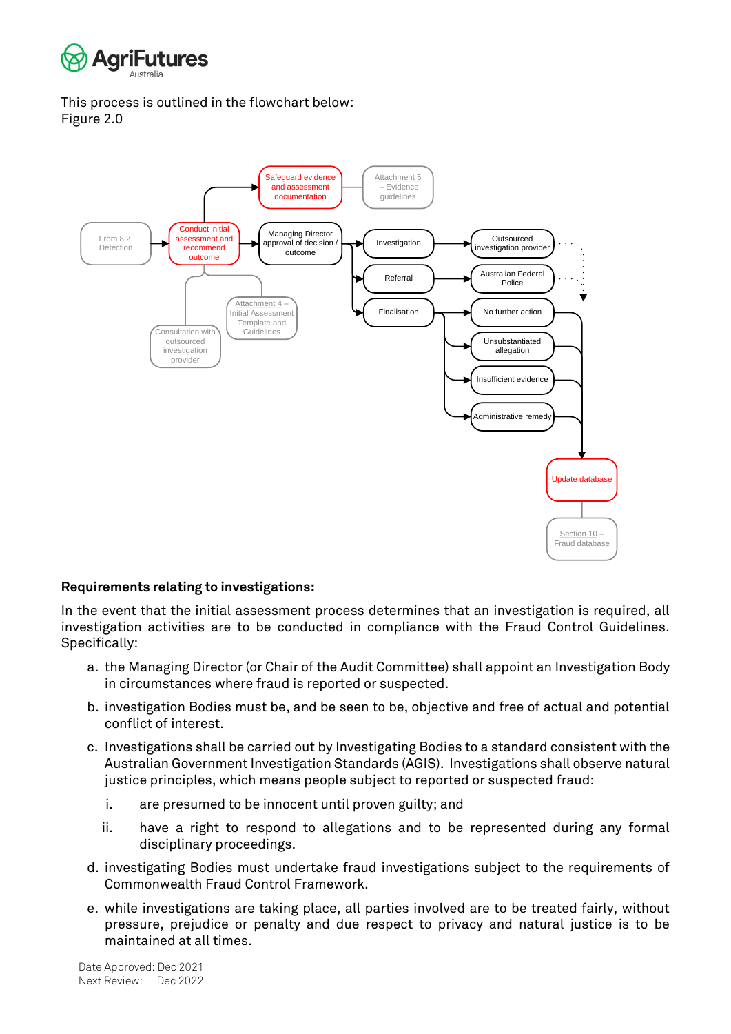This process is outlined in the flowchart below:
Figure 2.0

**Requirements relating to investigations:**

In the event that the initial assessment process determines that an investigation is required, all investigation activities are to be conducted in compliance with the Fraud Control Guidelines. Specifically:

a. the Managing Director (or Chair of the Audit Committee) shall appoint an Investigation Body in circumstances where fraud is reported or suspected.

b. investigation Bodies must be, and be seen to be, objective and free of actual and potential conflict of interest.

c. Investigations shall be carried out by Investigating Bodies to a standard consistent with the Australian Government Investigation Standards (AGIS). Investigations shall observe natural justice principles, which means people subject to reported or suspected fraud:

   i. are presumed to be innocent until proven guilty; and

   ii. have a right to respond to allegations and to be represented during any formal disciplinary proceedings.

d. investigating Bodies must undertake fraud investigations subject to the requirements of Commonwealth Fraud Control Framework.

e. while investigations are taking place, all parties involved are to be treated fairly, without pressure, prejudice or penalty and due respect to privacy and natural justice is to be maintained at all times.

Date Approved: Dec 2021
Next Review: Dec 2022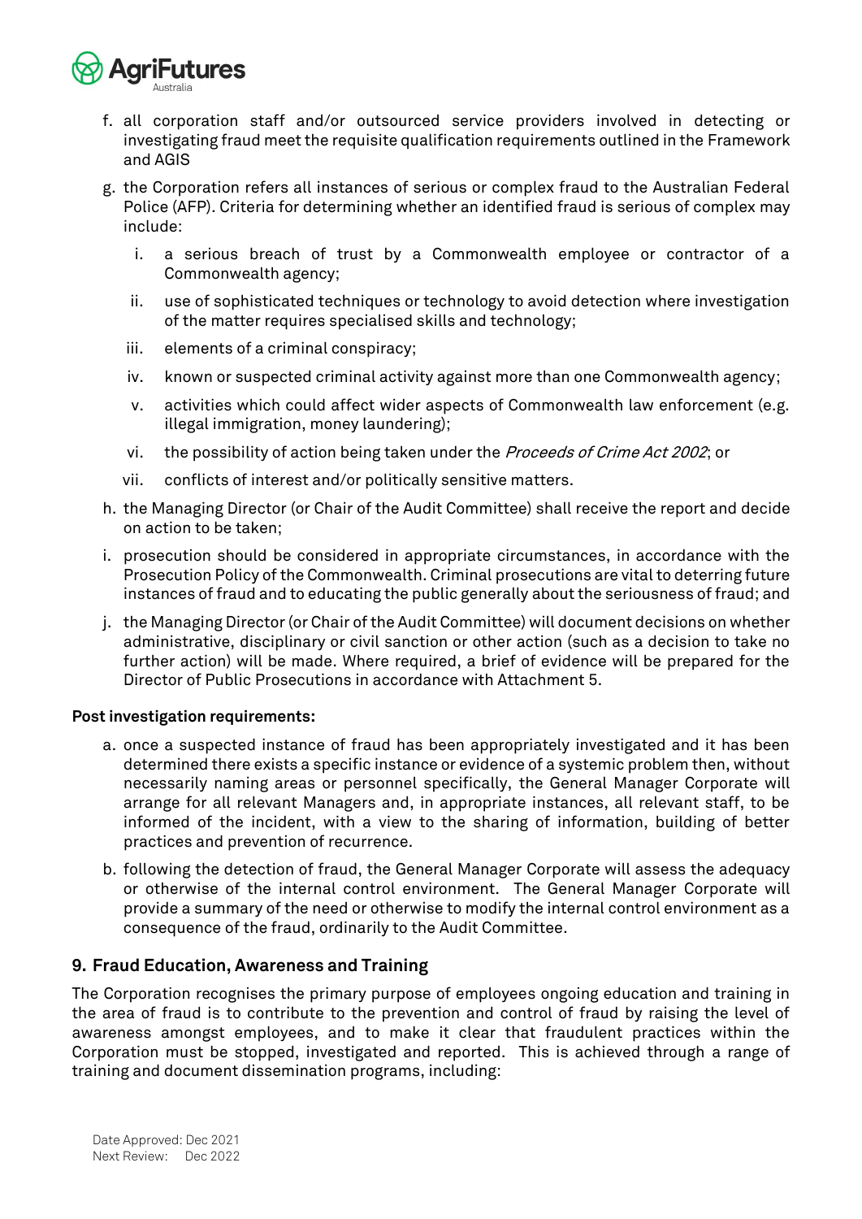f. all corporation staff and/or outsourced service providers involved in detecting or investigating fraud meet the requisite qualification requirements outlined in the Framework and AGIS

g. the Corporation refers all instances of serious or complex fraud to the Australian Federal Police (AFP). Criteria for determining whether an identified fraud is serious of complex may include:

   i. a serious breach of trust by a Commonwealth employee or contractor of a Commonwealth agency;

   ii. use of sophisticated techniques or technology to avoid detection where investigation of the matter requires specialised skills and technology;

   iii. elements of a criminal conspiracy;

   iv. known or suspected criminal activity against more than one Commonwealth agency;

   v. activities which could affect wider aspects of Commonwealth law enforcement (e.g. illegal immigration, money laundering);

   vi. the possibility of action being taken under the *Proceeds of Crime Act 2002*; or

   vii. conflicts of interest and/or politically sensitive matters.

h. the Managing Director (or Chair of the Audit Committee) shall receive the report and decide on action to be taken;

i. prosecution should be considered in appropriate circumstances, in accordance with the Prosecution Policy of the Commonwealth. Criminal prosecutions are vital to deterring future instances of fraud and to educating the public generally about the seriousness of fraud; and

j. the Managing Director (or Chair of the Audit Committee) will document decisions on whether administrative, disciplinary or civil sanction or other action (such as a decision to take no further action) will be made. Where required, a brief of evidence will be prepared for the Director of Public Prosecutions in accordance with Attachment 5.

**Post investigation requirements:**

a. once a suspected instance of fraud has been appropriately investigated and it has been determined there exists a specific instance or evidence of a systemic problem then, without necessarily naming areas or personnel specifically, the General Manager Corporate will arrange for all relevant Managers and, in appropriate instances, all relevant staff, to be informed of the incident, with a view to the sharing of information, building of better practices and prevention of recurrence.

b. following the detection of fraud, the General Manager Corporate will assess the adequacy or otherwise of the internal control environment. The General Manager Corporate will provide a summary of the need or otherwise to modify the internal control environment as a consequence of the fraud, ordinarily to the Audit Committee.

## 9. Fraud Education, Awareness and Training

The Corporation recognises the primary purpose of employees ongoing education and training in the area of fraud is to contribute to the prevention and control of fraud by raising the level of awareness amongst employees, and to make it clear that fraudulent practices within the Corporation must be stopped, investigated and reported. This is achieved through a range of training and document dissemination programs, including:

Date Approved: Dec 2021
Next Review: Dec 2022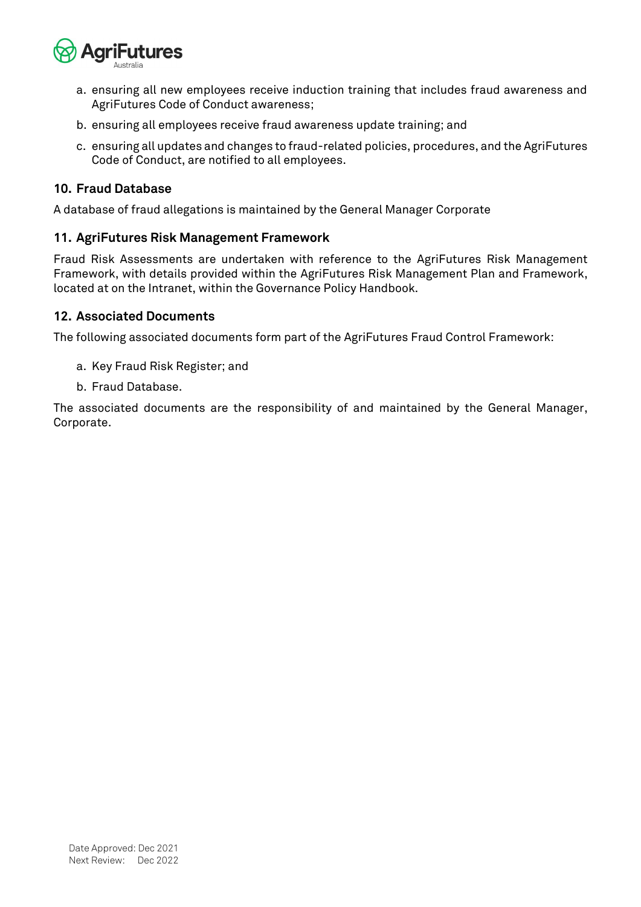a. ensuring all new employees receive induction training that includes fraud awareness and AgriFutures Code of Conduct awareness;

b. ensuring all employees receive fraud awareness update training; and

c. ensuring all updates and changes to fraud-related policies, procedures, and the AgriFutures Code of Conduct, are notified to all employees.

## 10. Fraud Database

A database of fraud allegations is maintained by the General Manager Corporate

## 11. AgriFutures Risk Management Framework

Fraud Risk Assessments are undertaken with reference to the AgriFutures Risk Management Framework, with details provided within the AgriFutures Risk Management Plan and Framework, located at on the Intranet, within the Governance Policy Handbook.

## 12. Associated Documents

The following associated documents form part of the AgriFutures Fraud Control Framework:

a. Key Fraud Risk Register; and

b. Fraud Database.

The associated documents are the responsibility of and maintained by the General Manager, Corporate.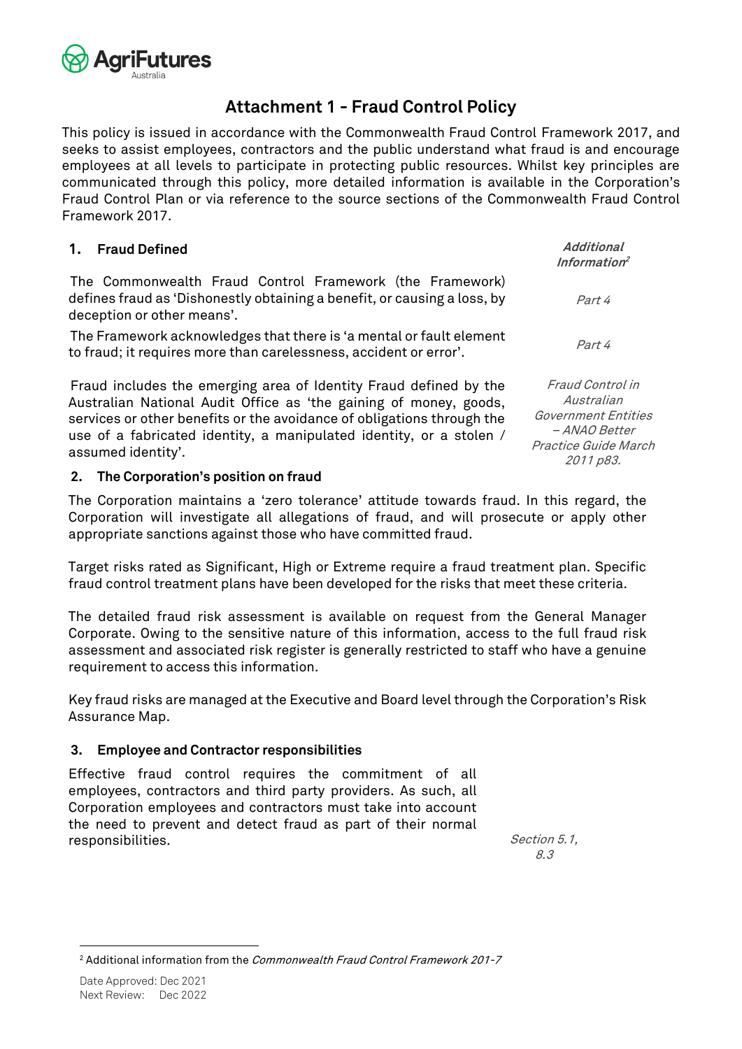# Attachment 1 - Fraud Control Policy

This policy is issued in accordance with the Commonwealth Fraud Control Framework 2017, and seeks to assist employees, contractors and the public understand what fraud is and encourage employees at all levels to participate in protecting public resources. Whilst key principles are communicated through this policy, more detailed information is available in the Corporation's Fraud Control Plan or via reference to the source sections of the Commonwealth Fraud Control Framework 2017.

## 1. Fraud Defined

| | *Additional Information*[2] |
|---|---|
| The Commonwealth Fraud Control Framework (the Framework) defines fraud as 'Dishonestly obtaining a benefit, or causing a loss, by deception or other means'. | *Part 4* |
| The Framework acknowledges that there is 'a mental or fault element to fraud; it requires more than carelessness, accident or error'. | *Part 4* |
| Fraud includes the emerging area of Identity Fraud defined by the Australian National Audit Office as 'the gaining of money, goods, services or other benefits or the avoidance of obligations through the use of a fabricated identity, a manipulated identity, or a stolen / assumed identity'. | *Fraud Control in Australian Government Entities – ANAO Better Practice Guide March 2011 p83.* |

## 2. The Corporation's position on fraud

The Corporation maintains a 'zero tolerance' attitude towards fraud. In this regard, the Corporation will investigate all allegations of fraud, and will prosecute or apply other appropriate sanctions against those who have committed fraud.

Target risks rated as Significant, High or Extreme require a fraud treatment plan. Specific fraud control treatment plans have been developed for the risks that meet these criteria.

The detailed fraud risk assessment is available on request from the General Manager Corporate. Owing to the sensitive nature of this information, access to the full fraud risk assessment and associated risk register is generally restricted to staff who have a genuine requirement to access this information.

Key fraud risks are managed at the Executive and Board level through the Corporation's Risk Assurance Map.

## 3. Employee and Contractor responsibilities

| | |
|---|---|
| Effective fraud control requires the commitment of all employees, contractors and third party providers. As such, all Corporation employees and contractors must take into account the need to prevent and detect fraud as part of their normal responsibilities. | *Section 5.1, 8.3* |

[2] Additional information from the *Commonwealth Fraud Control Framework 201-7*

Date Approved: Dec 2021
Next Review: Dec 2022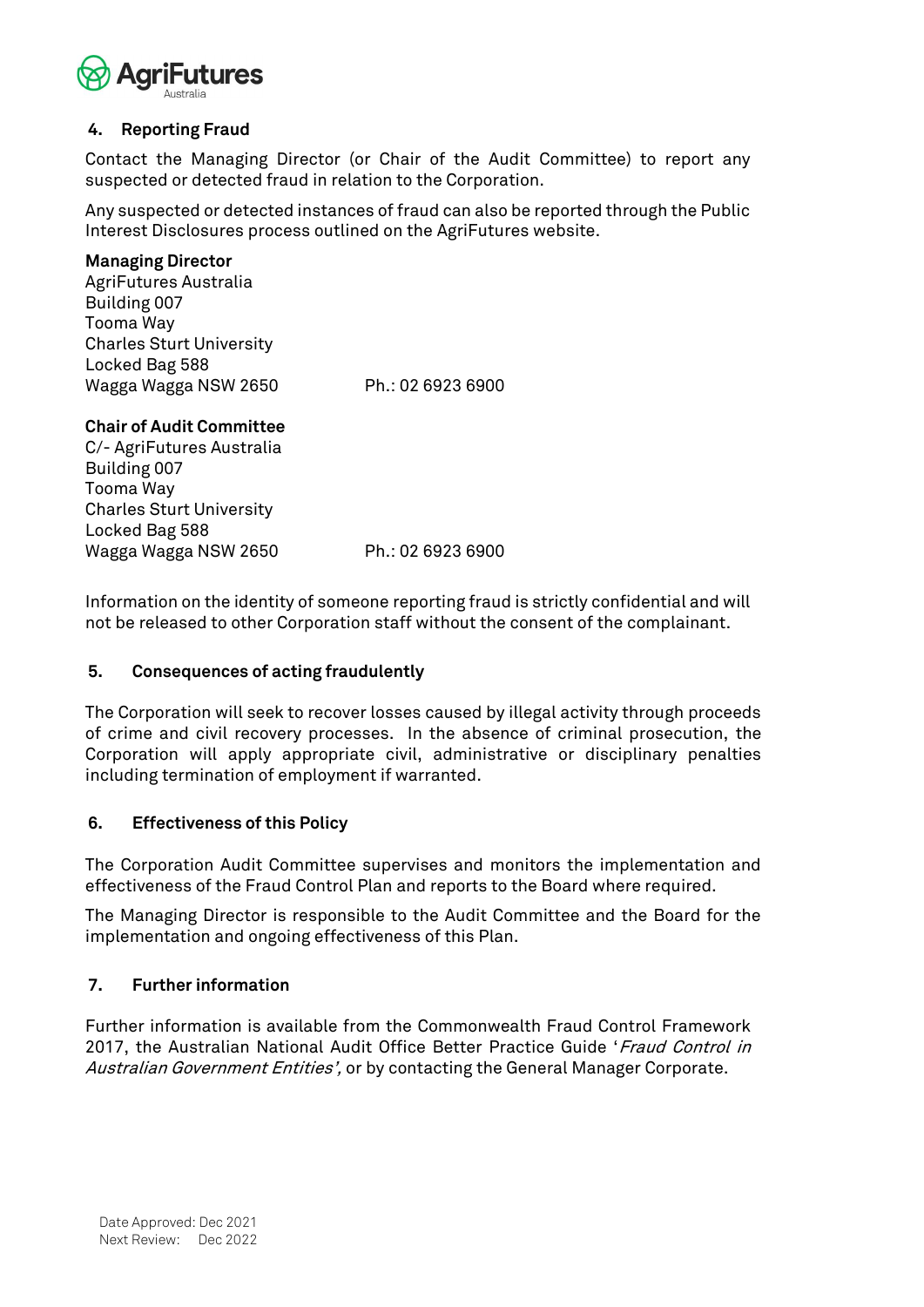## 4. Reporting Fraud

Contact the Managing Director (or Chair of the Audit Committee) to report any suspected or detected fraud in relation to the Corporation.

Any suspected or detected instances of fraud can also be reported through the Public Interest Disclosures process outlined on the AgriFutures website.

**Managing Director**
AgriFutures Australia
Building 007
Tooma Way
Charles Sturt University
Locked Bag 588
Wagga Wagga NSW 2650 Ph.: 02 6923 6900

**Chair of Audit Committee**
C/- AgriFutures Australia
Building 007
Tooma Way
Charles Sturt University
Locked Bag 588
Wagga Wagga NSW 2650 Ph.: 02 6923 6900

Information on the identity of someone reporting fraud is strictly confidential and will not be released to other Corporation staff without the consent of the complainant.

## 5. Consequences of acting fraudulently

The Corporation will seek to recover losses caused by illegal activity through proceeds of crime and civil recovery processes. In the absence of criminal prosecution, the Corporation will apply appropriate civil, administrative or disciplinary penalties including termination of employment if warranted.

## 6. Effectiveness of this Policy

The Corporation Audit Committee supervises and monitors the implementation and effectiveness of the Fraud Control Plan and reports to the Board where required.

The Managing Director is responsible to the Audit Committee and the Board for the implementation and ongoing effectiveness of this Plan.

## 7. Further information

Further information is available from the Commonwealth Fraud Control Framework 2017, the Australian National Audit Office Better Practice Guide '*Fraud Control in Australian Government Entities',* or by contacting the General Manager Corporate.

Date Approved: Dec 2021
Next Review: Dec 2022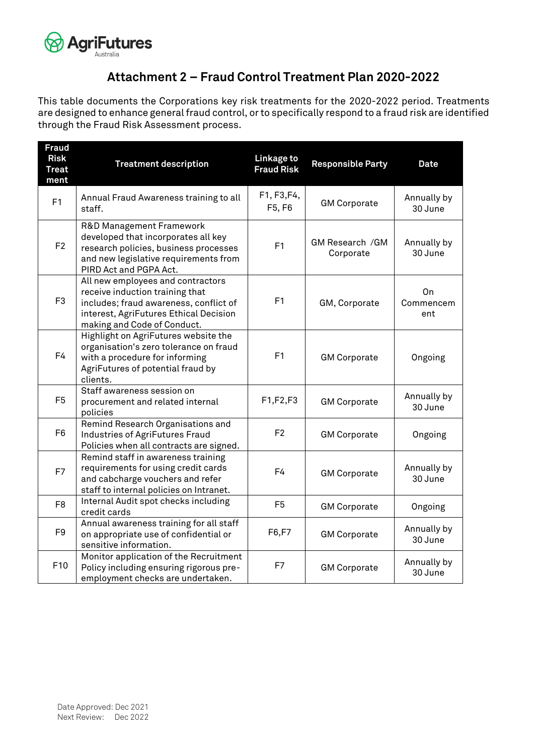# Attachment 2 – Fraud Control Treatment Plan 2020-2022

This table documents the Corporations key risk treatments for the 2020-2022 period. Treatments are designed to enhance general fraud control, or to specifically respond to a fraud risk are identified through the Fraud Risk Assessment process.

| Fraud Risk Treatment | Treatment description | Linkage to Fraud Risk | Responsible Party | Date |
|---|---|---|---|---|
| F1 | Annual Fraud Awareness training to all staff. | F1, F3,F4, F5, F6 | GM Corporate | Annually by 30 June |
| F2 | R&D Management Framework developed that incorporates all key research policies, business processes and new legislative requirements from PIRD Act and PGPA Act. | F1 | GM Research /GM Corporate | Annually by 30 June |
| F3 | All new employees and contractors receive induction training that includes; fraud awareness, conflict of interest, AgriFutures Ethical Decision making and Code of Conduct. | F1 | GM, Corporate | On Commencement |
| F4 | Highlight on AgriFutures website the organisation's zero tolerance on fraud with a procedure for informing AgriFutures of potential fraud by clients. | F1 | GM Corporate | Ongoing |
| F5 | Staff awareness session on procurement and related internal policies | F1,F2,F3 | GM Corporate | Annually by 30 June |
| F6 | Remind Research Organisations and Industries of AgriFutures Fraud Policies when all contracts are signed. | F2 | GM Corporate | Ongoing |
| F7 | Remind staff in awareness training requirements for using credit cards and cabcharge vouchers and refer staff to internal policies on Intranet. | F4 | GM Corporate | Annually by 30 June |
| F8 | Internal Audit spot checks including credit cards | F5 | GM Corporate | Ongoing |
| F9 | Annual awareness training for all staff on appropriate use of confidential or sensitive information. | F6,F7 | GM Corporate | Annually by 30 June |
| F10 | Monitor application of the Recruitment Policy including ensuring rigorous pre-employment checks are undertaken. | F7 | GM Corporate | Annually by 30 June |

Date Approved: Dec 2021
Next Review: Dec 2022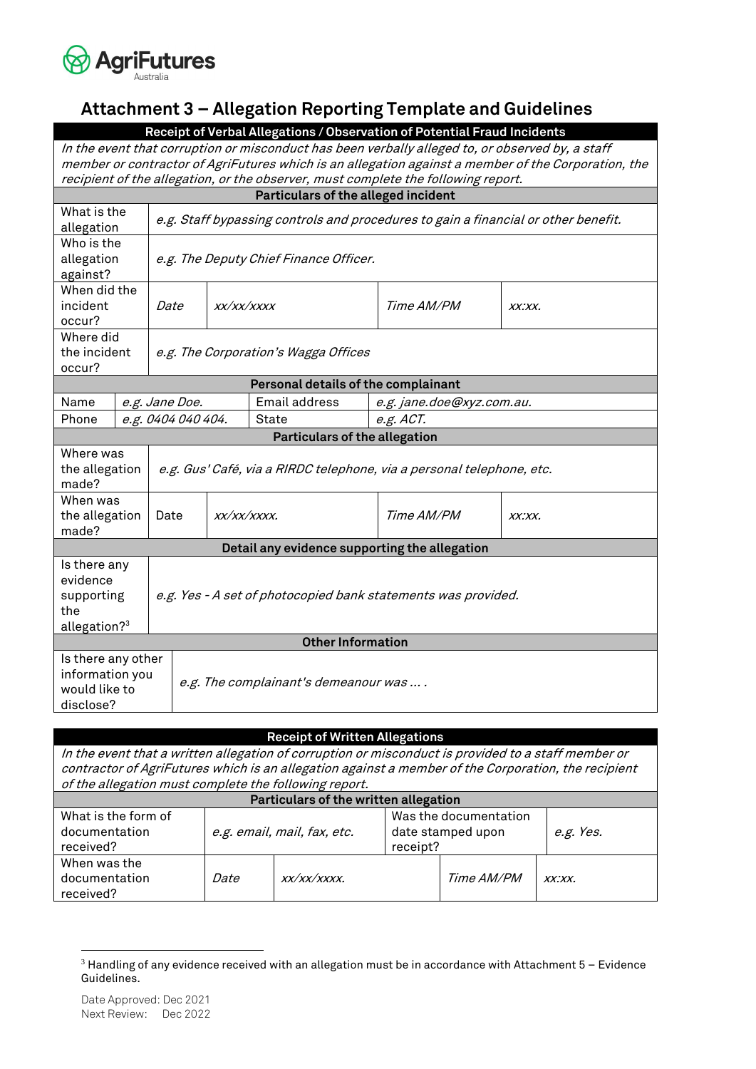# Attachment 3 – Allegation Reporting Template and Guidelines

| **Receipt of Verbal Allegations / Observation of Potential Fraud Incidents** | | | | | |
|---|---|---|---|---|---|
| *In the event that corruption or misconduct has been verbally alleged to, or observed by, a staff member or contractor of AgriFutures which is an allegation against a member of the Corporation, the recipient of the allegation, or the observer, must complete the following report.* | | | | | |
| **Particulars of the alleged incident** | | | | | |
| What is the allegation | *e.g. Staff bypassing controls and procedures to gain a financial or other benefit.* | | | | |
| Who is the allegation against? | *e.g. The Deputy Chief Finance Officer.* | | | | |
| When did the incident occur? | *Date* | *xx/xx/xxxx* | *Time AM/PM* | *xx:xx.* | |
| Where did the incident occur? | *e.g. The Corporation's Wagga Offices* | | | | |
| **Personal details of the complainant** | | | | | |
| Name | *e.g. Jane Doe.* | Email address | *e.g. jane.doe@xyz.com.au.* | | |
| Phone | *e.g. 0404 040 404.* | State | *e.g. ACT.* | | |
| **Particulars of the allegation** | | | | | |
| Where was the allegation made? | *e.g. Gus' Café, via a RIRDC telephone, via a personal telephone, etc.* | | | | |
| When was the allegation made? | Date | *xx/xx/xxxx.* | *Time AM/PM* | *xx:xx.* | |
| **Detail any evidence supporting the allegation** | | | | | |
| Is there any evidence supporting the allegation?[3] | *e.g. Yes - A set of photocopied bank statements was provided.* | | | | |
| **Other Information** | | | | | |
| Is there any other information you would like to disclose? | *e.g. The complainant's demeanour was … .* | | | | |

| **Receipt of Written Allegations** | | | | | |
|---|---|---|---|---|---|
| *In the event that a written allegation of corruption or misconduct is provided to a staff member or contractor of AgriFutures which is an allegation against a member of the Corporation, the recipient of the allegation must complete the following report.* | | | | | |
| **Particulars of the written allegation** | | | | | |
| What is the form of documentation received? | *e.g. email, mail, fax, etc.* | | Was the documentation date stamped upon receipt? | *e.g. Yes.* | |
| When was the documentation received? | *Date* | *xx/xx/xxxx.* | *Time AM/PM* | *xx:xx.* | |

[3] Handling of any evidence received with an allegation must be in accordance with Attachment 5 – Evidence Guidelines.

Date Approved: Dec 2021
Next Review: Dec 2022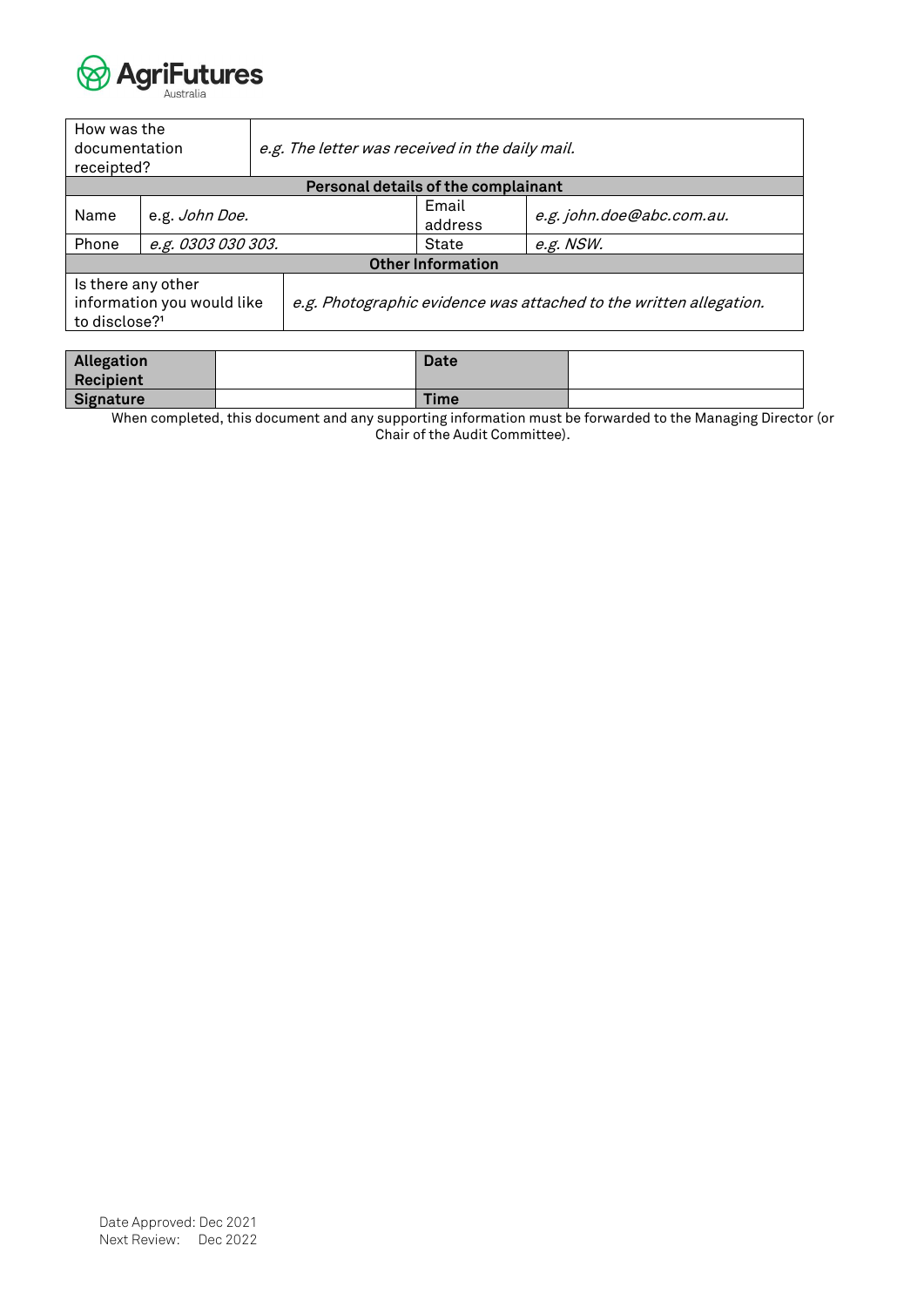| How was the documentation receipted? | *e.g. The letter was received in the daily mail.* | | |
|---|---|---|---|
| **Personal details of the complainant** | | | |
| Name | e.g. *John Doe.* | Email address | *e.g. john.doe@abc.com.au.* |
| Phone | *e.g. 0303 030 303.* | State | *e.g. NSW.* |
| **Other Information** | | | |
| Is there any other information you would like to disclose?[1] | *e.g. Photographic evidence was attached to the written allegation.* | | |

| **Allegation Recipient** | | **Date** | |
|---|---|---|---|
| **Signature** | | **Time** | |

When completed, this document and any supporting information must be forwarded to the Managing Director (or Chair of the Audit Committee).

Date Approved: Dec 2021
Next Review: Dec 2022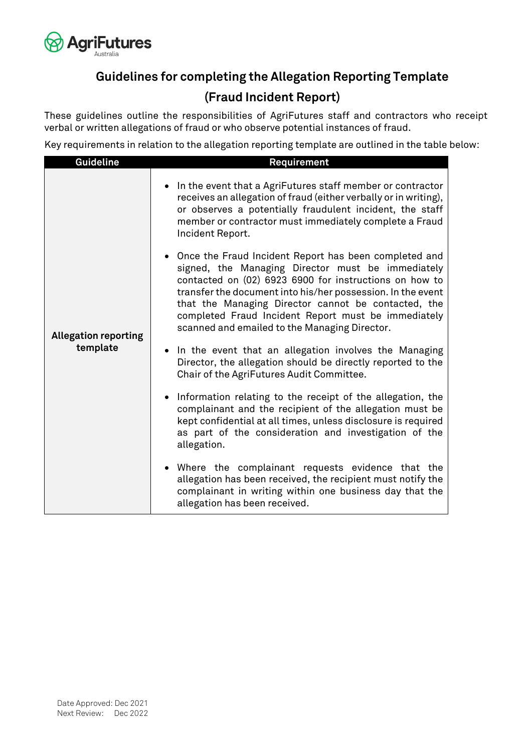# Guidelines for completing the Allegation Reporting Template (Fraud Incident Report)

These guidelines outline the responsibilities of AgriFutures staff and contractors who receipt verbal or written allegations of fraud or who observe potential instances of fraud.

Key requirements in relation to the allegation reporting template are outlined in the table below:

| Guideline | Requirement |
| --- | --- |
| **Allegation reporting template** | • In the event that a AgriFutures staff member or contractor receives an allegation of fraud (either verbally or in writing), or observes a potentially fraudulent incident, the staff member or contractor must immediately complete a Fraud Incident Report.<br><br>• Once the Fraud Incident Report has been completed and signed, the Managing Director must be immediately contacted on (02) 6923 6900 for instructions on how to transfer the document into his/her possession. In the event that the Managing Director cannot be contacted, the completed Fraud Incident Report must be immediately scanned and emailed to the Managing Director.<br><br>• In the event that an allegation involves the Managing Director, the allegation should be directly reported to the Chair of the AgriFutures Audit Committee.<br><br>• Information relating to the receipt of the allegation, the complainant and the recipient of the allegation must be kept confidential at all times, unless disclosure is required as part of the consideration and investigation of the allegation.<br><br>• Where the complainant requests evidence that the allegation has been received, the recipient must notify the complainant in writing within one business day that the allegation has been received. |

Date Approved: Dec 2021
Next Review: Dec 2022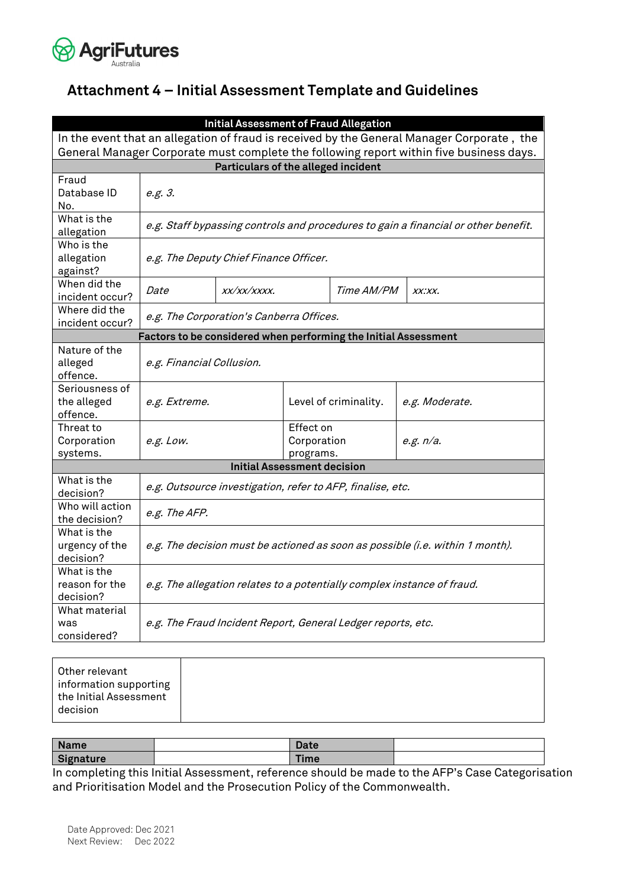# Attachment 4 – Initial Assessment Template and Guidelines

| Initial Assessment of Fraud Allegation | | | | |
|---|---|---|---|---|
| In the event that an allegation of fraud is received by the General Manager Corporate , the General Manager Corporate must complete the following report within five business days. | | | | |
| **Particulars of the alleged incident** | | | | |
| Fraud Database ID No. | *e.g. 3.* | | | |
| What is the allegation | *e.g. Staff bypassing controls and procedures to gain a financial or other benefit.* | | | |
| Who is the allegation against? | *e.g. The Deputy Chief Finance Officer.* | | | |
| When did the incident occur? | *Date* | *xx/xx/xxxx.* | *Time AM/PM* | *xx:xx.* |
| Where did the incident occur? | *e.g. The Corporation's Canberra Offices.* | | | |
| **Factors to be considered when performing the Initial Assessment** | | | | |
| Nature of the alleged offence. | *e.g. Financial Collusion.* | | | |
| Seriousness of the alleged offence. | *e.g. Extreme.* | Level of criminality. | *e.g. Moderate.* | |
| Threat to Corporation systems. | *e.g. Low.* | Effect on Corporation programs. | *e.g. n/a.* | |
| **Initial Assessment decision** | | | | |
| What is the decision? | *e.g. Outsource investigation, refer to AFP, finalise, etc.* | | | |
| Who will action the decision? | *e.g. The AFP.* | | | |
| What is the urgency of the decision? | *e.g. The decision must be actioned as soon as possible (i.e. within 1 month).* | | | |
| What is the reason for the decision? | *e.g. The allegation relates to a potentially complex instance of fraud.* | | | |
| What material was considered? | *e.g. The Fraud Incident Report, General Ledger reports, etc.* | | | |

| Other relevant information supporting the Initial Assessment decision | |
|---|---|

| **Name** | | **Date** | |
|---|---|---|---|
| **Signature** | | **Time** | |

In completing this Initial Assessment, reference should be made to the AFP's Case Categorisation and Prioritisation Model and the Prosecution Policy of the Commonwealth.

Date Approved: Dec 2021
Next Review: Dec 2022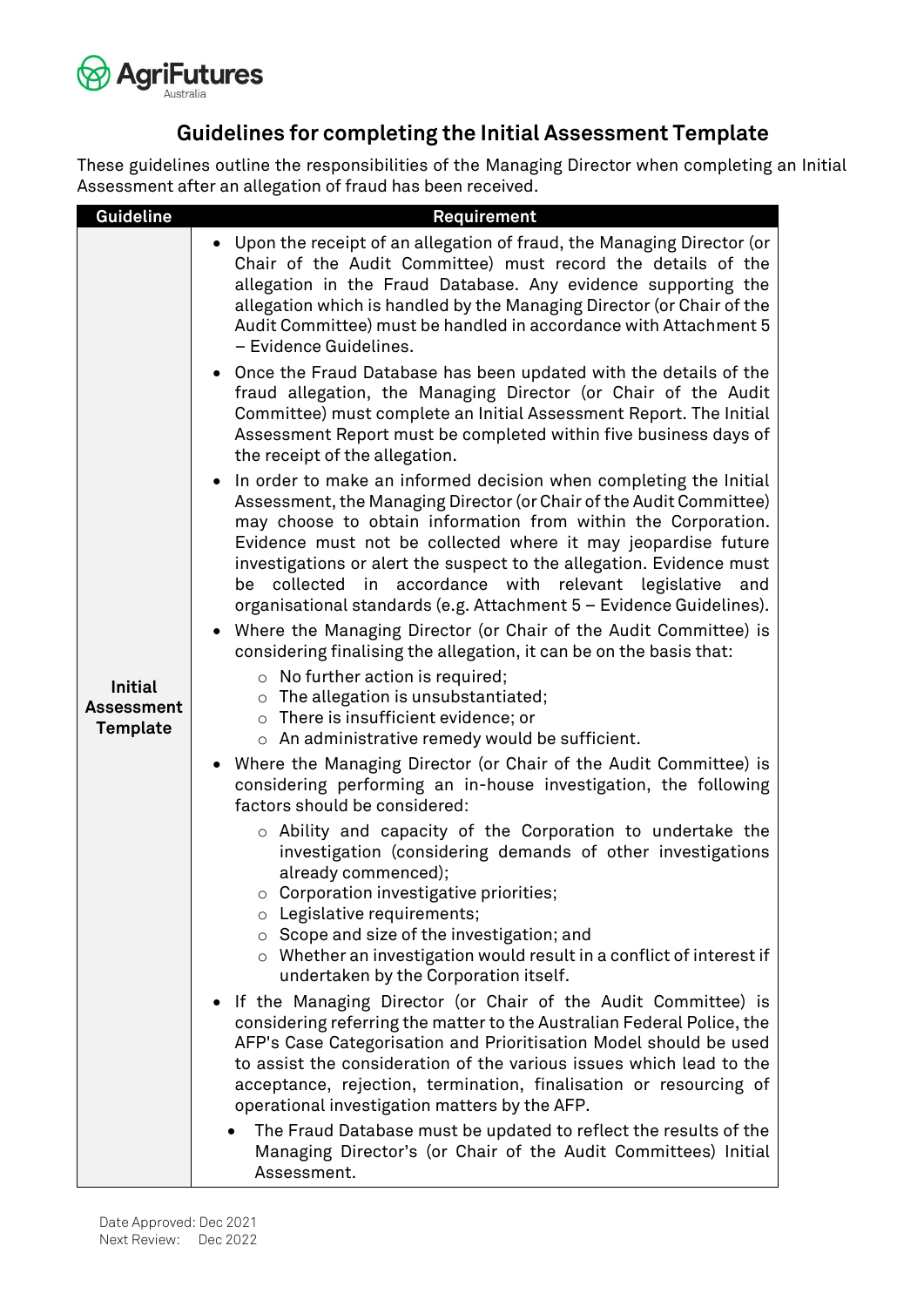## Guidelines for completing the Initial Assessment Template

These guidelines outline the responsibilities of the Managing Director when completing an Initial Assessment after an allegation of fraud has been received.

| Guideline | Requirement |
|---|---|
| **Initial Assessment Template** | • Upon the receipt of an allegation of fraud, the Managing Director (or Chair of the Audit Committee) must record the details of the allegation in the Fraud Database. Any evidence supporting the allegation which is handled by the Managing Director (or Chair of the Audit Committee) must be handled in accordance with Attachment 5 – Evidence Guidelines.<br>• Once the Fraud Database has been updated with the details of the fraud allegation, the Managing Director (or Chair of the Audit Committee) must complete an Initial Assessment Report. The Initial Assessment Report must be completed within five business days of the receipt of the allegation.<br>• In order to make an informed decision when completing the Initial Assessment, the Managing Director (or Chair of the Audit Committee) may choose to obtain information from within the Corporation. Evidence must not be collected where it may jeopardise future investigations or alert the suspect to the allegation. Evidence must be collected in accordance with relevant legislative and organisational standards (e.g. Attachment 5 – Evidence Guidelines).<br>• Where the Managing Director (or Chair of the Audit Committee) is considering finalising the allegation, it can be on the basis that:<br>  ○ No further action is required;<br>  ○ The allegation is unsubstantiated;<br>  ○ There is insufficient evidence; or<br>  ○ An administrative remedy would be sufficient.<br>• Where the Managing Director (or Chair of the Audit Committee) is considering performing an in-house investigation, the following factors should be considered:<br>  ○ Ability and capacity of the Corporation to undertake the investigation (considering demands of other investigations already commenced);<br>  ○ Corporation investigative priorities;<br>  ○ Legislative requirements;<br>  ○ Scope and size of the investigation; and<br>  ○ Whether an investigation would result in a conflict of interest if undertaken by the Corporation itself.<br>• If the Managing Director (or Chair of the Audit Committee) is considering referring the matter to the Australian Federal Police, the AFP's Case Categorisation and Prioritisation Model should be used to assist the consideration of the various issues which lead to the acceptance, rejection, termination, finalisation or resourcing of operational investigation matters by the AFP.<br>• The Fraud Database must be updated to reflect the results of the Managing Director's (or Chair of the Audit Committees) Initial Assessment. |

Date Approved: Dec 2021
Next Review: Dec 2022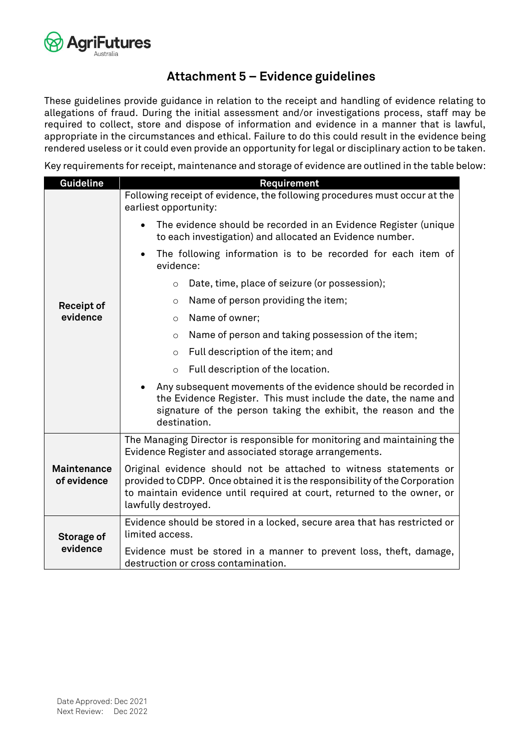# Attachment 5 – Evidence guidelines

These guidelines provide guidance in relation to the receipt and handling of evidence relating to allegations of fraud. During the initial assessment and/or investigations process, staff may be required to collect, store and dispose of information and evidence in a manner that is lawful, appropriate in the circumstances and ethical. Failure to do this could result in the evidence being rendered useless or it could even provide an opportunity for legal or disciplinary action to be taken.

Key requirements for receipt, maintenance and storage of evidence are outlined in the table below:

| Guideline | Requirement |
|---|---|
| **Receipt of evidence** | Following receipt of evidence, the following procedures must occur at the earliest opportunity:<br>• The evidence should be recorded in an Evidence Register (unique to each investigation) and allocated an Evidence number.<br>• The following information is to be recorded for each item of evidence:<br>&nbsp;&nbsp;○ Date, time, place of seizure (or possession);<br>&nbsp;&nbsp;○ Name of person providing the item;<br>&nbsp;&nbsp;○ Name of owner;<br>&nbsp;&nbsp;○ Name of person and taking possession of the item;<br>&nbsp;&nbsp;○ Full description of the item; and<br>&nbsp;&nbsp;○ Full description of the location.<br>• Any subsequent movements of the evidence should be recorded in the Evidence Register. This must include the date, the name and signature of the person taking the exhibit, the reason and the destination. |
| **Maintenance of evidence** | The Managing Director is responsible for monitoring and maintaining the Evidence Register and associated storage arrangements.<br>Original evidence should not be attached to witness statements or provided to CDPP. Once obtained it is the responsibility of the Corporation to maintain evidence until required at court, returned to the owner, or lawfully destroyed. |
| **Storage of evidence** | Evidence should be stored in a locked, secure area that has restricted or limited access.<br>Evidence must be stored in a manner to prevent loss, theft, damage, destruction or cross contamination. |

Date Approved: Dec 2021
Next Review: Dec 2022